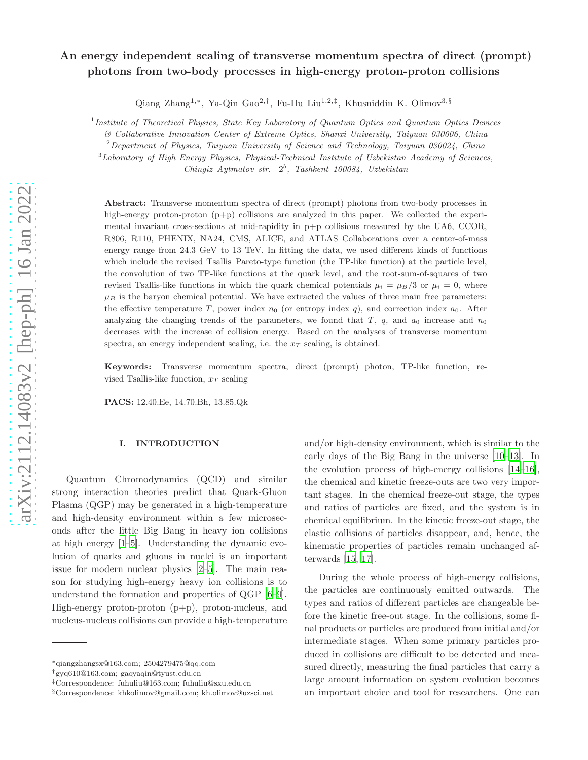# An energy independent scaling of transverse momentum spectra of direct (prompt) photons from two-body processes in high-energy proton-proton collisions

Qiang Zhang[1,*], Ya-Qin Gao[2,†], Fu-Hu Liu[1,2,‡], Khusniddin K. Olimov[3,§]

[1] *Institute of Theoretical Physics, State Key Laboratory of Quantum Optics and Quantum Optics Devices & Collaborative Innovation Center of Extreme Optics, Shanxi University, Taiyuan 030006, China*

[2] *Department of Physics, Taiyuan University of Science and Technology, Taiyuan 030024, China*

[3] *Laboratory of High Energy Physics, Physical-Technical Institute of Uzbekistan Academy of Sciences, Chingiz Aytmatov str. 2$^b$, Tashkent 100084, Uzbekistan*

**Abstract:** Transverse momentum spectra of direct (prompt) photons from two-body processes in high-energy proton-proton (p+p) collisions are analyzed in this paper. We collected the experimental invariant cross-sections at mid-rapidity in p+p collisions measured by the UA6, CCOR, R806, R110, PHENIX, NA24, CMS, ALICE, and ATLAS Collaborations over a center-of-mass energy range from 24.3 GeV to 13 TeV. In fitting the data, we used different kinds of functions which include the revised Tsallis–Pareto-type function (the TP-like function) at the particle level, the convolution of two TP-like functions at the quark level, and the root-sum-of-squares of two revised Tsallis-like functions in which the quark chemical potentials $\mu_i = \mu_B/3$ or $\mu_i = 0$, where $\mu_B$ is the baryon chemical potential. We have extracted the values of three main free parameters: the effective temperature $T$, power index $n_0$ (or entropy index $q$), and correction index $a_0$. After analyzing the changing trends of the parameters, we found that $T$, $q$, and $a_0$ increase and $n_0$ decreases with the increase of collision energy. Based on the analyses of transverse momentum spectra, an energy independent scaling, i.e. the $x_T$ scaling, is obtained.

**Keywords:** Transverse momentum spectra, direct (prompt) photon, TP-like function, revised Tsallis-like function, $x_T$ scaling

**PACS:** 12.40.Ee, 14.70.Bh, 13.85.Qk

## I. INTRODUCTION

Quantum Chromodynamics (QCD) and similar strong interaction theories predict that Quark-Gluon Plasma (QGP) may be generated in a high-temperature and high-density environment within a few microseconds after the little Big Bang in heavy ion collisions at high energy [1–5]. Understanding the dynamic evolution of quarks and gluons in nuclei is an important issue for modern nuclear physics [2–5]. The main reason for studying high-energy heavy ion collisions is to understand the formation and properties of QGP [6–9]. High-energy proton-proton (p+p), proton-nucleus, and nucleus-nucleus collisions can provide a high-temperature and/or high-density environment, which is similar to the early days of the Big Bang in the universe [10–13]. In the evolution process of high-energy collisions [14–16], the chemical and kinetic freeze-outs are two very important stages. In the chemical freeze-out stage, the types and ratios of particles are fixed, and the system is in chemical equilibrium. In the kinetic freeze-out stage, the elastic collisions of particles disappear, and, hence, the kinematic properties of particles remain unchanged afterwards [15, 17].

During the whole process of high-energy collisions, the particles are continuously emitted outwards. The types and ratios of different particles are changeable before the kinetic free-out stage. In the collisions, some final products or particles are produced from initial and/or intermediate stages. When some primary particles produced in collisions are difficult to be detected and measured directly, measuring the final particles that carry a large amount information on system evolution becomes an important choice and tool for researchers. One can

*qiangzhangsx@163.com; 2504279475@qq.com
†gyq610@163.com; gaoyaqin@tyust.edu.cn
‡Correspondence: fuhuliu@163.com; fuhuliu@sxu.edu.cn
§Correspondence: khkolimov@gmail.com; kh.olimov@uzsci.net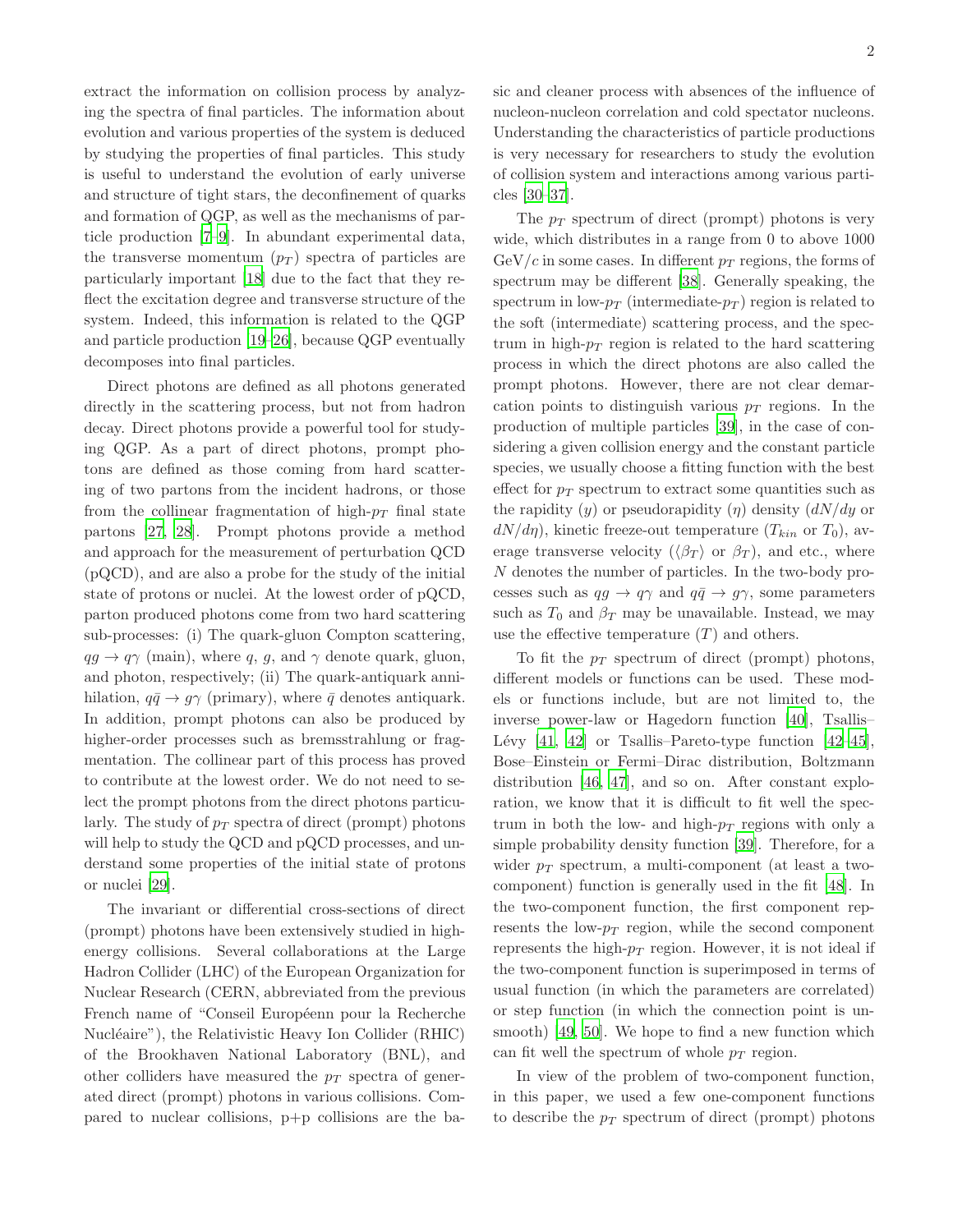extract the information on collision process by analyzing the spectra of final particles. The information about evolution and various properties of the system is deduced by studying the properties of final particles. This study is useful to understand the evolution of early universe and structure of tight stars, the deconfinement of quarks and formation of QGP, as well as the mechanisms of particle production [7–9]. In abundant experimental data, the transverse momentum ($p_T$) spectra of particles are particularly important [18] due to the fact that they reflect the excitation degree and transverse structure of the system. Indeed, this information is related to the QGP and particle production [19–26], because QGP eventually decomposes into final particles.

Direct photons are defined as all photons generated directly in the scattering process, but not from hadron decay. Direct photons provide a powerful tool for studying QGP. As a part of direct photons, prompt photons are defined as those coming from hard scattering of two partons from the incident hadrons, or those from the collinear fragmentation of high-$p_T$ final state partons [27, 28]. Prompt photons provide a method and approach for the measurement of perturbation QCD (pQCD), and are also a probe for the study of the initial state of protons or nuclei. At the lowest order of pQCD, parton produced photons come from two hard scattering sub-processes: (i) The quark-gluon Compton scattering, $qg \to q\gamma$ (main), where $q$, $g$, and $\gamma$ denote quark, gluon, and photon, respectively; (ii) The quark-antiquark annihilation, $q\bar{q} \to g\gamma$ (primary), where $\bar{q}$ denotes antiquark. In addition, prompt photons can also be produced by higher-order processes such as bremsstrahlung or fragmentation. The collinear part of this process has proved to contribute at the lowest order. We do not need to select the prompt photons from the direct photons particularly. The study of $p_T$ spectra of direct (prompt) photons will help to study the QCD and pQCD processes, and understand some properties of the initial state of protons or nuclei [29].

The invariant or differential cross-sections of direct (prompt) photons have been extensively studied in high-energy collisions. Several collaborations at the Large Hadron Collider (LHC) of the European Organization for Nuclear Research (CERN, abbreviated from the previous French name of "Conseil Européenn pour la Recherche Nucléaire"), the Relativistic Heavy Ion Collider (RHIC) of the Brookhaven National Laboratory (BNL), and other colliders have measured the $p_T$ spectra of generated direct (prompt) photons in various collisions. Compared to nuclear collisions, p+p collisions are the basic and cleaner process with absences of the influence of nucleon-nucleon correlation and cold spectator nucleons. Understanding the characteristics of particle productions is very necessary for researchers to study the evolution of collision system and interactions among various particles [30–37].

The $p_T$ spectrum of direct (prompt) photons is very wide, which distributes in a range from 0 to above 1000 GeV/$c$ in some cases. In different $p_T$ regions, the forms of spectrum may be different [38]. Generally speaking, the spectrum in low-$p_T$ (intermediate-$p_T$) region is related to the soft (intermediate) scattering process, and the spectrum in high-$p_T$ region is related to the hard scattering process in which the direct photons are also called the prompt photons. However, there are not clear demarcation points to distinguish various $p_T$ regions. In the production of multiple particles [39], in the case of considering a given collision energy and the constant particle species, we usually choose a fitting function with the best effect for $p_T$ spectrum to extract some quantities such as the rapidity ($y$) or pseudorapidity ($\eta$) density ($dN/dy$ or $dN/d\eta$), kinetic freeze-out temperature ($T_{kin}$ or $T_0$), average transverse velocity ($\langle\beta_T\rangle$ or $\beta_T$), and etc., where $N$ denotes the number of particles. In the two-body processes such as $qg \to q\gamma$ and $q\bar{q} \to g\gamma$, some parameters such as $T_0$ and $\beta_T$ may be unavailable. Instead, we may use the effective temperature ($T$) and others.

To fit the $p_T$ spectrum of direct (prompt) photons, different models or functions can be used. These models or functions include, but are not limited to, the inverse power-law or Hagedorn function [40], Tsallis–Lévy [41, 42] or Tsallis–Pareto-type function [42–45], Bose–Einstein or Fermi–Dirac distribution, Boltzmann distribution [46, 47], and so on. After constant exploration, we know that it is difficult to fit well the spectrum in both the low- and high-$p_T$ regions with only a simple probability density function [39]. Therefore, for a wider $p_T$ spectrum, a multi-component (at least a two-component) function is generally used in the fit [48]. In the two-component function, the first component represents the low-$p_T$ region, while the second component represents the high-$p_T$ region. However, it is not ideal if the two-component function is superimposed in terms of usual function (in which the parameters are correlated) or step function (in which the connection point is unsmooth) [49, 50]. We hope to find a new function which can fit well the spectrum of whole $p_T$ region.

In view of the problem of two-component function, in this paper, we used a few one-component functions to describe the $p_T$ spectrum of direct (prompt) photons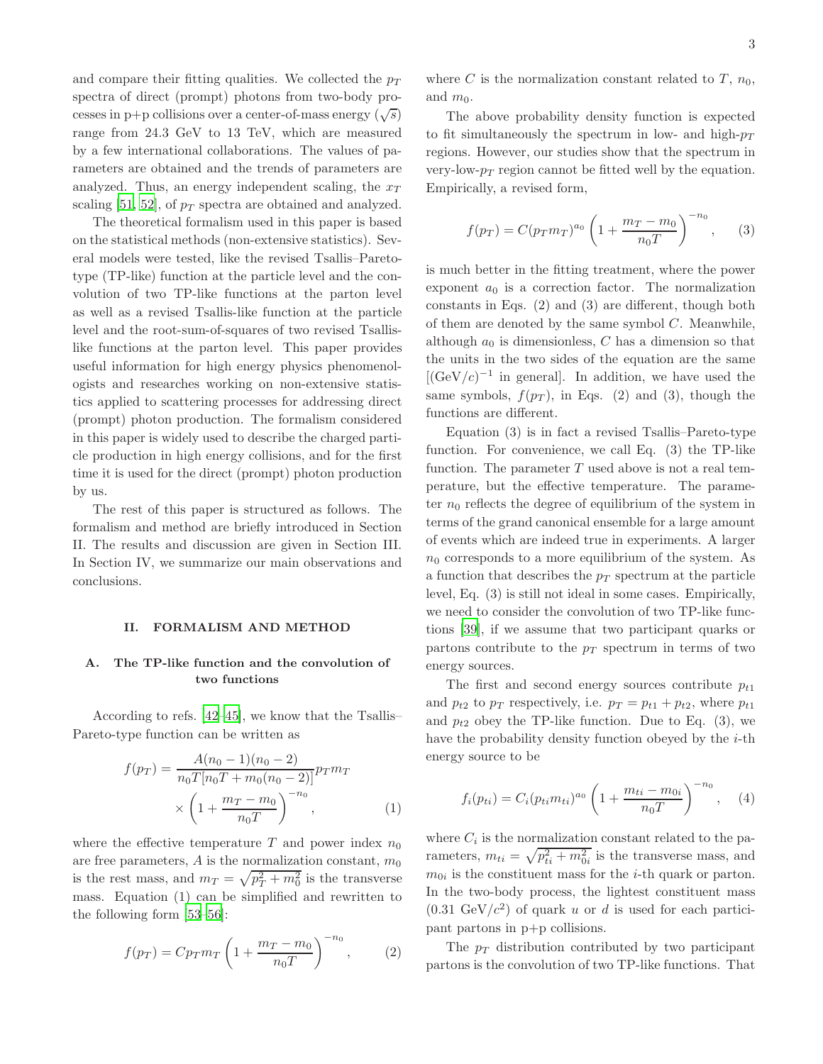and compare their fitting qualities. We collected the $p_T$ spectra of direct (prompt) photons from two-body processes in p+p collisions over a center-of-mass energy ($\sqrt{s}$) range from 24.3 GeV to 13 TeV, which are measured by a few international collaborations. The values of parameters are obtained and the trends of parameters are analyzed. Thus, an energy independent scaling, the $x_T$ scaling [51, 52], of $p_T$ spectra are obtained and analyzed.

The theoretical formalism used in this paper is based on the statistical methods (non-extensive statistics). Several models were tested, like the revised Tsallis–Pareto-type (TP-like) function at the particle level and the convolution of two TP-like functions at the parton level as well as a revised Tsallis-like function at the particle level and the root-sum-of-squares of two revised Tsallis-like functions at the parton level. This paper provides useful information for high energy physics phenomenologists and researches working on non-extensive statistics applied to scattering processes for addressing direct (prompt) photon production. The formalism considered in this paper is widely used to describe the charged particle production in high energy collisions, and for the first time it is used for the direct (prompt) photon production by us.

The rest of this paper is structured as follows. The formalism and method are briefly introduced in Section II. The results and discussion are given in Section III. In Section IV, we summarize our main observations and conclusions.

## II. FORMALISM AND METHOD

### A. The TP-like function and the convolution of two functions

According to refs. [42–45], we know that the Tsallis–Pareto-type function can be written as

$$f(p_T) = \frac{A(n_0-1)(n_0-2)}{n_0T[n_0T+m_0(n_0-2)]}p_Tm_T \times \left(1+\frac{m_T-m_0}{n_0T}\right)^{-n_0}, \qquad (1)$$

where the effective temperature $T$ and power index $n_0$ are free parameters, $A$ is the normalization constant, $m_0$ is the rest mass, and $m_T = \sqrt{p_T^2+m_0^2}$ is the transverse mass. Equation (1) can be simplified and rewritten to the following form [53–56]:

$$f(p_T) = Cp_Tm_T\left(1+\frac{m_T-m_0}{n_0T}\right)^{-n_0}, \qquad (2)$$

where $C$ is the normalization constant related to $T$, $n_0$, and $m_0$.

The above probability density function is expected to fit simultaneously the spectrum in low- and high-$p_T$ regions. However, our studies show that the spectrum in very-low-$p_T$ region cannot be fitted well by the equation. Empirically, a revised form,

$$f(p_T) = C(p_Tm_T)^{a_0}\left(1+\frac{m_T-m_0}{n_0T}\right)^{-n_0}, \qquad (3)$$

is much better in the fitting treatment, where the power exponent $a_0$ is a correction factor. The normalization constants in Eqs. (2) and (3) are different, though both of them are denoted by the same symbol $C$. Meanwhile, although $a_0$ is dimensionless, $C$ has a dimension so that the units in the two sides of the equation are the same [$(\mathrm{GeV}/c)^{-1}$ in general]. In addition, we have used the same symbols, $f(p_T)$, in Eqs. (2) and (3), though the functions are different.

Equation (3) is in fact a revised Tsallis–Pareto-type function. For convenience, we call Eq. (3) the TP-like function. The parameter $T$ used above is not a real temperature, but the effective temperature. The parameter $n_0$ reflects the degree of equilibrium of the system in terms of the grand canonical ensemble for a large amount of events which are indeed true in experiments. A larger $n_0$ corresponds to a more equilibrium of the system. As a function that describes the $p_T$ spectrum at the particle level, Eq. (3) is still not ideal in some cases. Empirically, we need to consider the convolution of two TP-like functions [39], if we assume that two participant quarks or partons contribute to the $p_T$ spectrum in terms of two energy sources.

The first and second energy sources contribute $p_{t1}$ and $p_{t2}$ to $p_T$ respectively, i.e. $p_T = p_{t1} + p_{t2}$, where $p_{t1}$ and $p_{t2}$ obey the TP-like function. Due to Eq. (3), we have the probability density function obeyed by the $i$-th energy source to be

$$f_i(p_{ti}) = C_i(p_{ti}m_{ti})^{a_0}\left(1+\frac{m_{ti}-m_{0i}}{n_0T}\right)^{-n_0}, \qquad (4)$$

where $C_i$ is the normalization constant related to the parameters, $m_{ti} = \sqrt{p_{ti}^2+m_{0i}^2}$ is the transverse mass, and $m_{0i}$ is the constituent mass for the $i$-th quark or parton. In the two-body process, the lightest constituent mass ($0.31\ \mathrm{GeV}/c^2$) of quark $u$ or $d$ is used for each participant partons in p+p collisions.

The $p_T$ distribution contributed by two participant partons is the convolution of two TP-like functions. That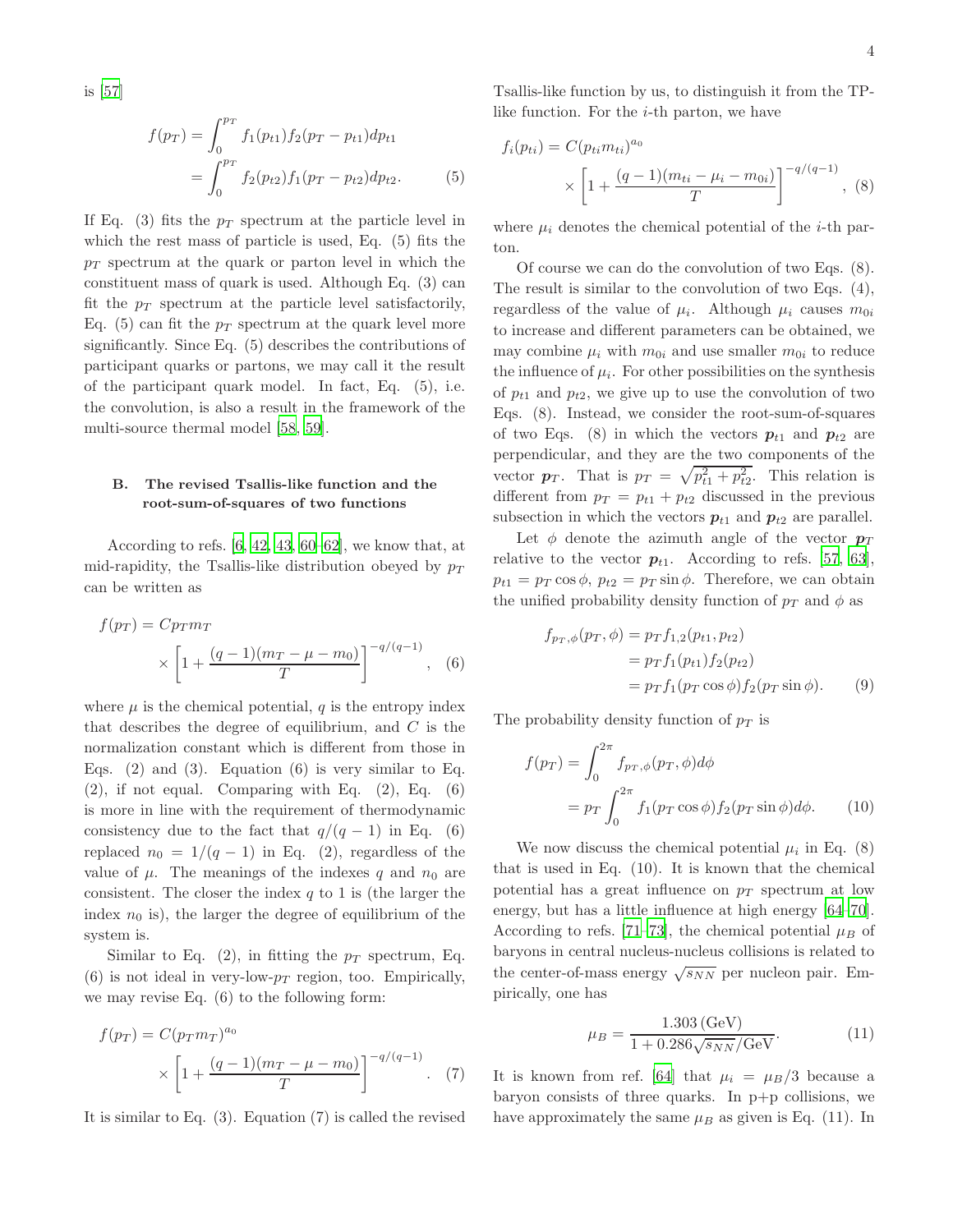is [57]

$$
\begin{aligned}
f(p_T) &= \int_0^{p_T} f_1(p_{t1}) f_2(p_T - p_{t1}) dp_{t1} \\
&= \int_0^{p_T} f_2(p_{t2}) f_1(p_T - p_{t2}) dp_{t2}.
\end{aligned}
\tag{5}
$$

If Eq. (3) fits the $p_T$ spectrum at the particle level in which the rest mass of particle is used, Eq. (5) fits the $p_T$ spectrum at the quark or parton level in which the constituent mass of quark is used. Although Eq. (3) can fit the $p_T$ spectrum at the particle level satisfactorily, Eq. (5) can fit the $p_T$ spectrum at the quark level more significantly. Since Eq. (5) describes the contributions of participant quarks or partons, we may call it the result of the participant quark model. In fact, Eq. (5), i.e. the convolution, is also a result in the framework of the multi-source thermal model [58, 59].

### B. The revised Tsallis-like function and the root-sum-of-squares of two functions

According to refs. [6, 42, 43, 60–62], we know that, at mid-rapidity, the Tsallis-like distribution obeyed by $p_T$ can be written as

$$
f(p_T) = C p_T m_T \times \left[1 + \frac{(q-1)(m_T - \mu - m_0)}{T}\right]^{-q/(q-1)}, \tag{6}
$$

where $\mu$ is the chemical potential, $q$ is the entropy index that describes the degree of equilibrium, and $C$ is the normalization constant which is different from those in Eqs. (2) and (3). Equation (6) is very similar to Eq. (2), if not equal. Comparing with Eq. (2), Eq. (6) is more in line with the requirement of thermodynamic consistency due to the fact that $q/(q-1)$ in Eq. (6) replaced $n_0 = 1/(q-1)$ in Eq. (2), regardless of the value of $\mu$. The meanings of the indexes $q$ and $n_0$ are consistent. The closer the index $q$ to 1 is (the larger the index $n_0$ is), the larger the degree of equilibrium of the system is.

Similar to Eq. (2), in fitting the $p_T$ spectrum, Eq. (6) is not ideal in very-low-$p_T$ region, too. Empirically, we may revise Eq. (6) to the following form:

$$
f(p_T) = C (p_T m_T)^{a_0} \times \left[1 + \frac{(q-1)(m_T - \mu - m_0)}{T}\right]^{-q/(q-1)}. \tag{7}
$$

It is similar to Eq. (3). Equation (7) is called the revised Tsallis-like function by us, to distinguish it from the TP-like function. For the $i$-th parton, we have

$$
f_i(p_{ti}) = C (p_{ti} m_{ti})^{a_0} \times \left[1 + \frac{(q-1)(m_{ti} - \mu_i - m_{0i})}{T}\right]^{-q/(q-1)}, \tag{8}
$$

where $\mu_i$ denotes the chemical potential of the $i$-th parton.

Of course we can do the convolution of two Eqs. (8). The result is similar to the convolution of two Eqs. (4), regardless of the value of $\mu_i$. Although $\mu_i$ causes $m_{0i}$ to increase and different parameters can be obtained, we may combine $\mu_i$ with $m_{0i}$ and use smaller $m_{0i}$ to reduce the influence of $\mu_i$. For other possibilities on the synthesis of $p_{t1}$ and $p_{t2}$, we give up to use the convolution of two Eqs. (8). Instead, we consider the root-sum-of-squares of two Eqs. (8) in which the vectors $\boldsymbol{p}_{t1}$ and $\boldsymbol{p}_{t2}$ are perpendicular, and they are the two components of the vector $\boldsymbol{p}_T$. That is $p_T = \sqrt{p_{t1}^2 + p_{t2}^2}$. This relation is different from $p_T = p_{t1} + p_{t2}$ discussed in the previous subsection in which the vectors $\boldsymbol{p}_{t1}$ and $\boldsymbol{p}_{t2}$ are parallel.

Let $\phi$ denote the azimuth angle of the vector $\boldsymbol{p}_T$ relative to the vector $\boldsymbol{p}_{t1}$. According to refs. [57, 63], $p_{t1} = p_T \cos\phi$, $p_{t2} = p_T \sin\phi$. Therefore, we can obtain the unified probability density function of $p_T$ and $\phi$ as

$$
\begin{aligned}
f_{p_T,\phi}(p_T, \phi) &= p_T f_{1,2}(p_{t1}, p_{t2}) \\
&= p_T f_1(p_{t1}) f_2(p_{t2}) \\
&= p_T f_1(p_T \cos\phi) f_2(p_T \sin\phi).
\end{aligned}
\tag{9}
$$

The probability density function of $p_T$ is

$$
\begin{aligned}
f(p_T) &= \int_0^{2\pi} f_{p_T,\phi}(p_T, \phi) d\phi \\
&= p_T \int_0^{2\pi} f_1(p_T \cos\phi) f_2(p_T \sin\phi) d\phi.
\end{aligned}
\tag{10}
$$

We now discuss the chemical potential $\mu_i$ in Eq. (8) that is used in Eq. (10). It is known that the chemical potential has a great influence on $p_T$ spectrum at low energy, but has a little influence at high energy [64–70]. According to refs. [71–73], the chemical potential $\mu_B$ of baryons in central nucleus-nucleus collisions is related to the center-of-mass energy $\sqrt{s_{NN}}$ per nucleon pair. Empirically, one has

$$
\mu_B = \frac{1.303\,(\mathrm{GeV})}{1 + 0.286\sqrt{s_{NN}}/\mathrm{GeV}}. \tag{11}
$$

It is known from ref. [64] that $\mu_i = \mu_B/3$ because a baryon consists of three quarks. In p+p collisions, we have approximately the same $\mu_B$ as given is Eq. (11). In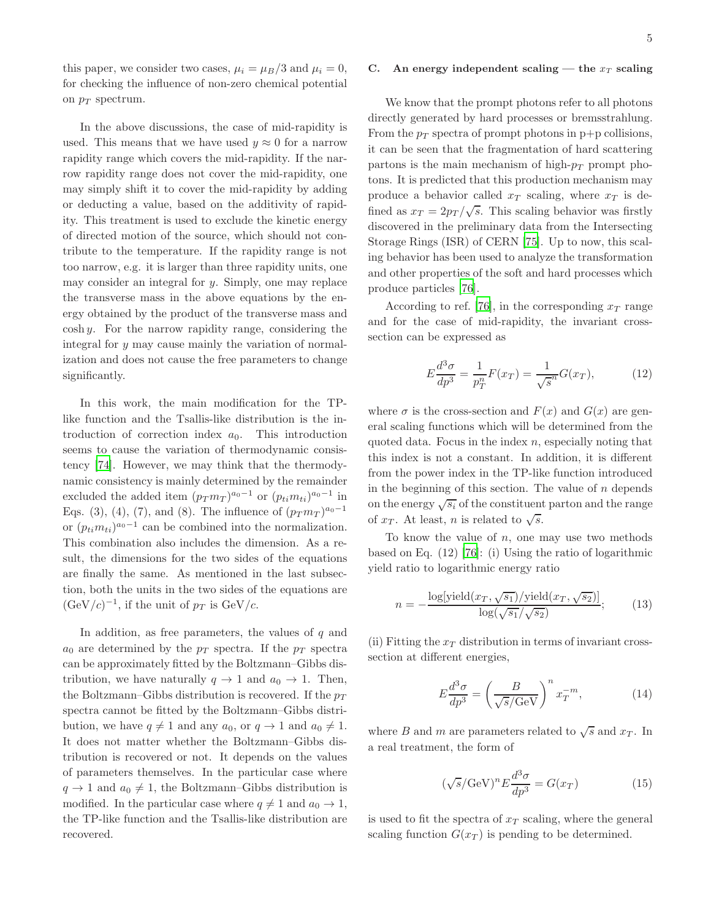this paper, we consider two cases, $\mu_i = \mu_B/3$ and $\mu_i = 0$, for checking the influence of non-zero chemical potential on $p_T$ spectrum.

In the above discussions, the case of mid-rapidity is used. This means that we have used $y \approx 0$ for a narrow rapidity range which covers the mid-rapidity. If the narrow rapidity range does not cover the mid-rapidity, one may simply shift it to cover the mid-rapidity by adding or deducting a value, based on the additivity of rapidity. This treatment is used to exclude the kinetic energy of directed motion of the source, which should not contribute to the temperature. If the rapidity range is not too narrow, e.g. it is larger than three rapidity units, one may consider an integral for $y$. Simply, one may replace the transverse mass in the above equations by the energy obtained by the product of the transverse mass and $\cosh y$. For the narrow rapidity range, considering the integral for $y$ may cause mainly the variation of normalization and does not cause the free parameters to change significantly.

In this work, the main modification for the TP-like function and the Tsallis-like distribution is the introduction of correction index $a_0$. This introduction seems to cause the variation of thermodynamic consistency [74]. However, we may think that the thermodynamic consistency is mainly determined by the remainder excluded the added item $(p_T m_T)^{a_0-1}$ or $(p_{ti} m_{ti})^{a_0-1}$ in Eqs. (3), (4), (7), and (8). The influence of $(p_T m_T)^{a_0-1}$ or $(p_{ti} m_{ti})^{a_0-1}$ can be combined into the normalization. This combination also includes the dimension. As a result, the dimensions for the two sides of the equations are finally the same. As mentioned in the last subsection, both the units in the two sides of the equations are $(\text{GeV}/c)^{-1}$, if the unit of $p_T$ is GeV/$c$.

In addition, as free parameters, the values of $q$ and $a_0$ are determined by the $p_T$ spectra. If the $p_T$ spectra can be approximately fitted by the Boltzmann–Gibbs distribution, we have naturally $q \to 1$ and $a_0 \to 1$. Then, the Boltzmann–Gibbs distribution is recovered. If the $p_T$ spectra cannot be fitted by the Boltzmann–Gibbs distribution, we have $q \neq 1$ and any $a_0$, or $q \to 1$ and $a_0 \neq 1$. It does not matter whether the Boltzmann–Gibbs distribution is recovered or not. It depends on the values of parameters themselves. In the particular case where $q \to 1$ and $a_0 \neq 1$, the Boltzmann–Gibbs distribution is modified. In the particular case where $q \neq 1$ and $a_0 \to 1$, the TP-like function and the Tsallis-like distribution are recovered.

### C. An energy independent scaling — the $x_T$ scaling

We know that the prompt photons refer to all photons directly generated by hard processes or bremsstrahlung. From the $p_T$ spectra of prompt photons in p+p collisions, it can be seen that the fragmentation of hard scattering partons is the main mechanism of high-$p_T$ prompt photons. It is predicted that this production mechanism may produce a behavior called $x_T$ scaling, where $x_T$ is defined as $x_T = 2p_T/\sqrt{s}$. This scaling behavior was firstly discovered in the preliminary data from the Intersecting Storage Rings (ISR) of CERN [75]. Up to now, this scaling behavior has been used to analyze the transformation and other properties of the soft and hard processes which produce particles [76].

According to ref. [76], in the corresponding $x_T$ range and for the case of mid-rapidity, the invariant cross-section can be expressed as

$$E\frac{d^3\sigma}{dp^3} = \frac{1}{p_T^n} F(x_T) = \frac{1}{\sqrt{s}^n} G(x_T), \tag{12}$$

where $\sigma$ is the cross-section and $F(x)$ and $G(x)$ are general scaling functions which will be determined from the quoted data. Focus in the index $n$, especially noting that this index is not a constant. In addition, it is different from the power index in the TP-like function introduced in the beginning of this section. The value of $n$ depends on the energy $\sqrt{s_i}$ of the constituent parton and the range of $x_T$. At least, $n$ is related to $\sqrt{s}$.

To know the value of $n$, one may use two methods based on Eq. (12) [76]: (i) Using the ratio of logarithmic yield ratio to logarithmic energy ratio

$$n = -\frac{\log[\text{yield}(x_T, \sqrt{s_1})/\text{yield}(x_T, \sqrt{s_2})]}{\log(\sqrt{s_1}/\sqrt{s_2})}; \tag{13}$$

(ii) Fitting the $x_T$ distribution in terms of invariant cross-section at different energies,

$$E\frac{d^3\sigma}{dp^3} = \left(\frac{B}{\sqrt{s}/\text{GeV}}\right)^n x_T^{-m}, \tag{14}$$

where $B$ and $m$ are parameters related to $\sqrt{s}$ and $x_T$. In a real treatment, the form of

$$(\sqrt{s}/\text{GeV})^n E\frac{d^3\sigma}{dp^3} = G(x_T) \tag{15}$$

is used to fit the spectra of $x_T$ scaling, where the general scaling function $G(x_T)$ is pending to be determined.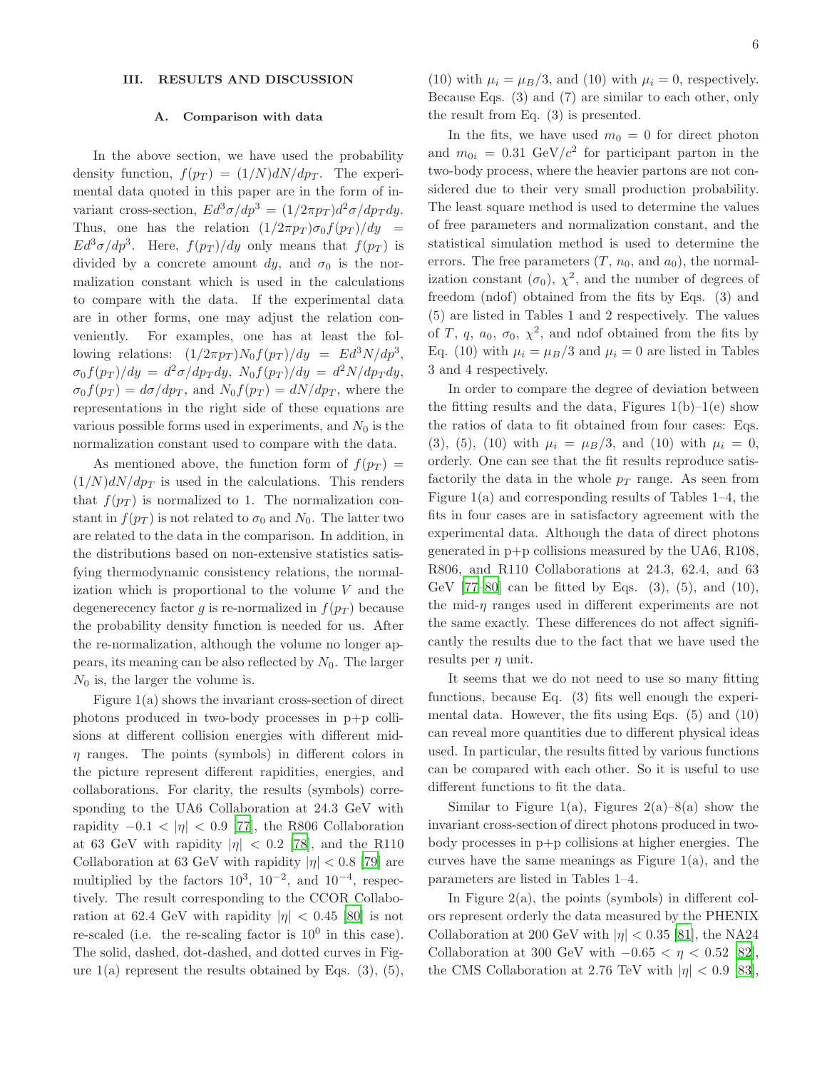## III. RESULTS AND DISCUSSION

### A. Comparison with data

In the above section, we have used the probability density function, $f(p_T) = (1/N)dN/dp_T$. The experimental data quoted in this paper are in the form of invariant cross-section, $Ed^3\sigma/dp^3 = (1/2\pi p_T)d^2\sigma/dp_Tdy$. Thus, one has the relation $(1/2\pi p_T)\sigma_0 f(p_T)/dy = Ed^3\sigma/dp^3$. Here, $f(p_T)/dy$ only means that $f(p_T)$ is divided by a concrete amount $dy$, and $\sigma_0$ is the normalization constant which is used in the calculations to compare with the data. If the experimental data are in other forms, one may adjust the relation conveniently. For examples, one has at least the following relations: $(1/2\pi p_T)N_0 f(p_T)/dy = Ed^3N/dp^3$, $\sigma_0 f(p_T)/dy = d^2\sigma/dp_Tdy$, $N_0 f(p_T)/dy = d^2N/dp_Tdy$, $\sigma_0 f(p_T) = d\sigma/dp_T$, and $N_0 f(p_T) = dN/dp_T$, where the representations in the right side of these equations are various possible forms used in experiments, and $N_0$ is the normalization constant used to compare with the data.

As mentioned above, the function form of $f(p_T) = (1/N)dN/dp_T$ is used in the calculations. This renders that $f(p_T)$ is normalized to 1. The normalization constant in $f(p_T)$ is not related to $\sigma_0$ and $N_0$. The latter two are related to the data in the comparison. In addition, in the distributions based on non-extensive statistics satisfying thermodynamic consistency relations, the normalization which is proportional to the volume $V$ and the degenerecency factor $g$ is re-normalized in $f(p_T)$ because the probability density function is needed for us. After the re-normalization, although the volume no longer appears, its meaning can be also reflected by $N_0$. The larger $N_0$ is, the larger the volume is.

Figure 1(a) shows the invariant cross-section of direct photons produced in two-body processes in p+p collisions at different collision energies with different mid-$\eta$ ranges. The points (symbols) in different colors in the picture represent different rapidities, energies, and collaborations. For clarity, the results (symbols) corresponding to the UA6 Collaboration at 24.3 GeV with rapidity $-0.1 < |\eta| < 0.9$ [77], the R806 Collaboration at 63 GeV with rapidity $|\eta| < 0.2$ [78], and the R110 Collaboration at 63 GeV with rapidity $|\eta| < 0.8$ [79] are multiplied by the factors $10^3$, $10^{-2}$, and $10^{-4}$, respectively. The result corresponding to the CCOR Collaboration at 62.4 GeV with rapidity $|\eta| < 0.45$ [80] is not re-scaled (i.e. the re-scaling factor is $10^0$ in this case). The solid, dashed, dot-dashed, and dotted curves in Figure 1(a) represent the results obtained by Eqs. (3), (5), (10) with $\mu_i = \mu_B/3$, and (10) with $\mu_i = 0$, respectively. Because Eqs. (3) and (7) are similar to each other, only the result from Eq. (3) is presented.

In the fits, we have used $m_0 = 0$ for direct photon and $m_{0i} = 0.31$ GeV/$c^2$ for participant parton in the two-body process, where the heavier partons are not considered due to their very small production probability. The least square method is used to determine the values of free parameters and normalization constant, and the statistical simulation method is used to determine the errors. The free parameters ($T$, $n_0$, and $a_0$), the normalization constant ($\sigma_0$), $\chi^2$, and the number of degrees of freedom (ndof) obtained from the fits by Eqs. (3) and (5) are listed in Tables 1 and 2 respectively. The values of $T$, $q$, $a_0$, $\sigma_0$, $\chi^2$, and ndof obtained from the fits by Eq. (10) with $\mu_i = \mu_B/3$ and $\mu_i = 0$ are listed in Tables 3 and 4 respectively.

In order to compare the degree of deviation between the fitting results and the data, Figures 1(b)–1(e) show the ratios of data to fit obtained from four cases: Eqs. (3), (5), (10) with $\mu_i = \mu_B/3$, and (10) with $\mu_i = 0$, orderly. One can see that the fit results reproduce satisfactorily the data in the whole $p_T$ range. As seen from Figure 1(a) and corresponding results of Tables 1–4, the fits in four cases are in satisfactory agreement with the experimental data. Although the data of direct photons generated in p+p collisions measured by the UA6, R108, R806, and R110 Collaborations at 24.3, 62.4, and 63 GeV [77–80] can be fitted by Eqs. (3), (5), and (10), the mid-$\eta$ ranges used in different experiments are not the same exactly. These differences do not affect significantly the results due to the fact that we have used the results per $\eta$ unit.

It seems that we do not need to use so many fitting functions, because Eq. (3) fits well enough the experimental data. However, the fits using Eqs. (5) and (10) can reveal more quantities due to different physical ideas used. In particular, the results fitted by various functions can be compared with each other. So it is useful to use different functions to fit the data.

Similar to Figure 1(a), Figures 2(a)–8(a) show the invariant cross-section of direct photons produced in two-body processes in p+p collisions at higher energies. The curves have the same meanings as Figure 1(a), and the parameters are listed in Tables 1–4.

In Figure 2(a), the points (symbols) in different colors represent orderly the data measured by the PHENIX Collaboration at 200 GeV with $|\eta| < 0.35$ [81], the NA24 Collaboration at 300 GeV with $-0.65 < \eta < 0.52$ [82], the CMS Collaboration at 2.76 TeV with $|\eta| < 0.9$ [83],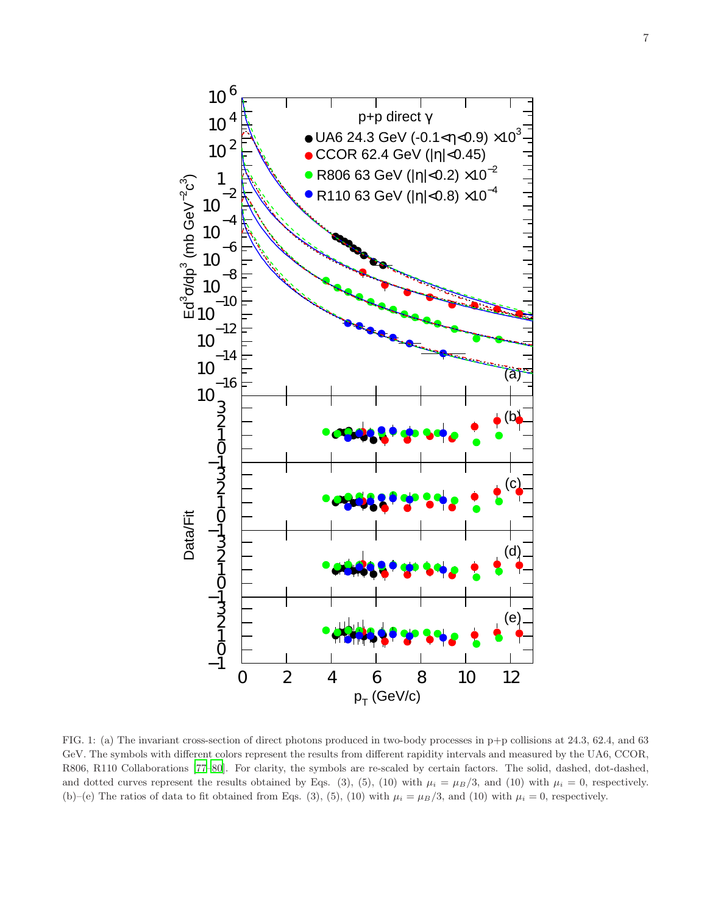FIG. 1: (a) The invariant cross-section of direct photons produced in two-body processes in p+p collisions at 24.3, 62.4, and 63 GeV. The symbols with different colors represent the results from different rapidity intervals and measured by the UA6, CCOR, R806, R110 Collaborations [77–80]. For clarity, the symbols are re-scaled by certain factors. The solid, dashed, dot-dashed, and dotted curves represent the results obtained by Eqs. (3), (5), (10) with $\mu_i = \mu_B/3$, and (10) with $\mu_i = 0$, respectively. (b)–(e) The ratios of data to fit obtained from Eqs. (3), (5), (10) with $\mu_i = \mu_B/3$, and (10) with $\mu_i = 0$, respectively.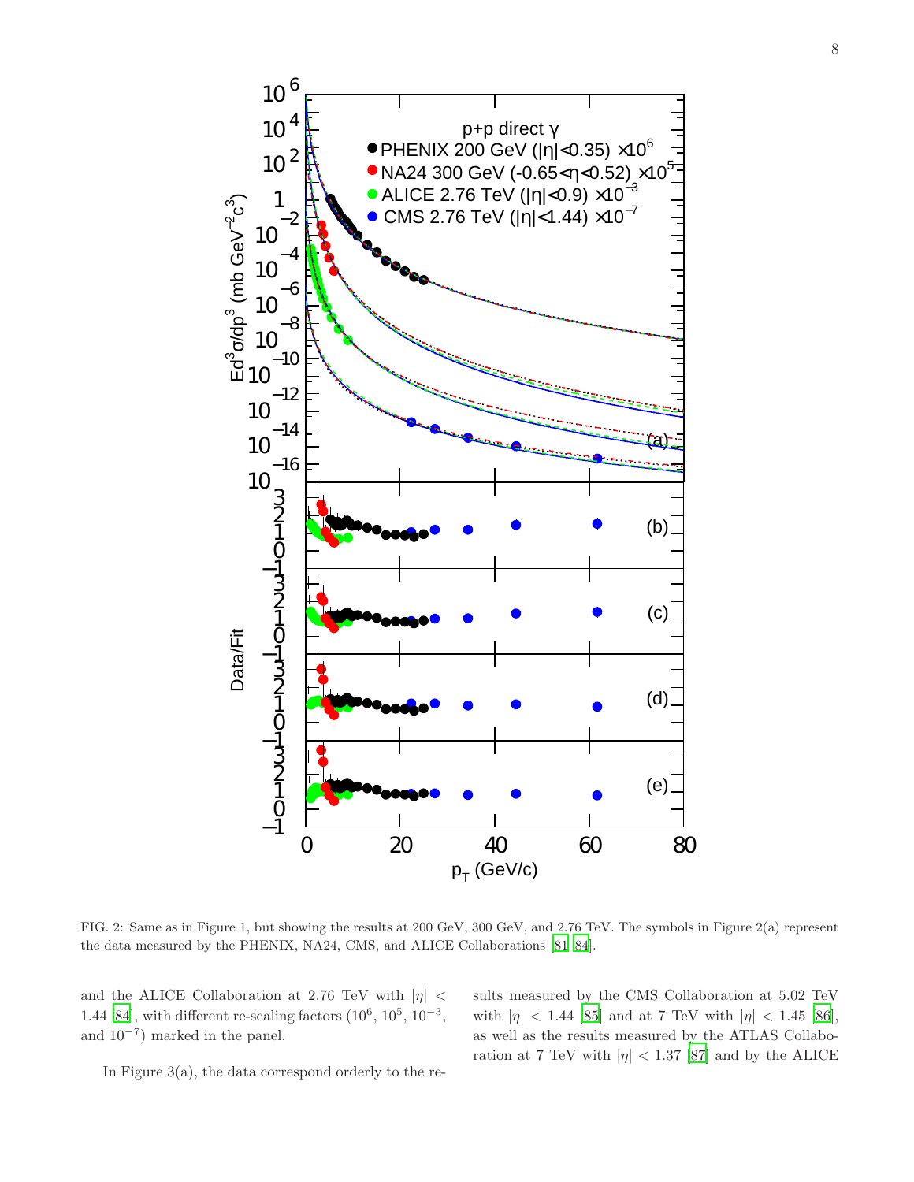FIG. 2: Same as in Figure 1, but showing the results at 200 GeV, 300 GeV, and 2.76 TeV. The symbols in Figure 2(a) represent the data measured by the PHENIX, NA24, CMS, and ALICE Collaborations [81–84].

and the ALICE Collaboration at 2.76 TeV with $|\eta| < 1.44$ [84], with different re-scaling factors ($10^6$, $10^5$, $10^{-3}$, and $10^{-7}$) marked in the panel.

In Figure 3(a), the data correspond orderly to the results measured by the CMS Collaboration at 5.02 TeV with $|\eta| < 1.44$ [85] and at 7 TeV with $|\eta| < 1.45$ [86], as well as the results measured by the ATLAS Collaboration at 7 TeV with $|\eta| < 1.37$ [87] and by the ALICE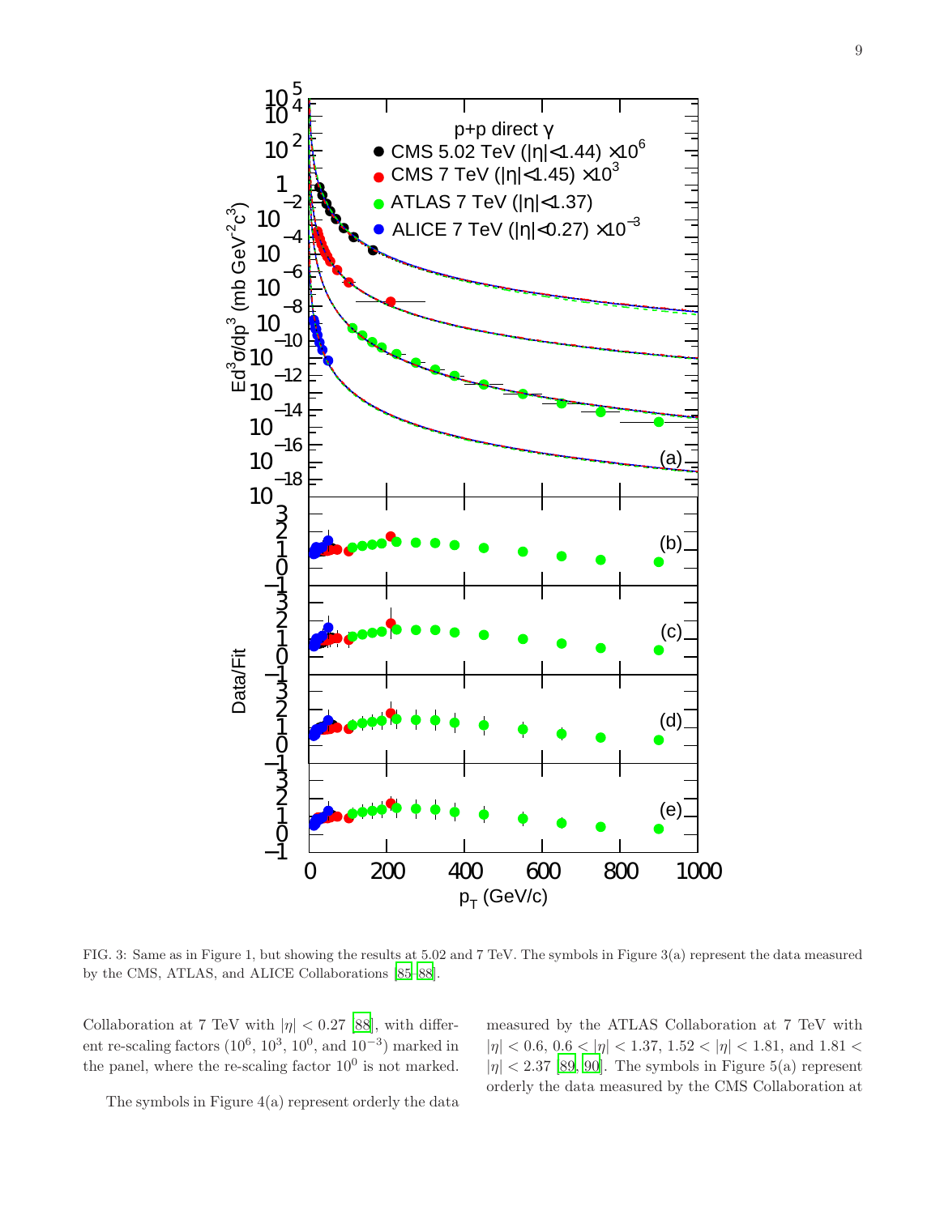FIG. 3: Same as in Figure 1, but showing the results at 5.02 and 7 TeV. The symbols in Figure 3(a) represent the data measured by the CMS, ATLAS, and ALICE Collaborations [85–88].

Collaboration at 7 TeV with $|\eta| < 0.27$ [88], with different re-scaling factors ($10^6$, $10^3$, $10^0$, and $10^{-3}$) marked in the panel, where the re-scaling factor $10^0$ is not marked.

The symbols in Figure 4(a) represent orderly the data measured by the ATLAS Collaboration at 7 TeV with $|\eta| < 0.6$, $0.6 < |\eta| < 1.37$, $1.52 < |\eta| < 1.81$, and $1.81 < |\eta| < 2.37$ [89, 90]. The symbols in Figure 5(a) represent orderly the data measured by the CMS Collaboration at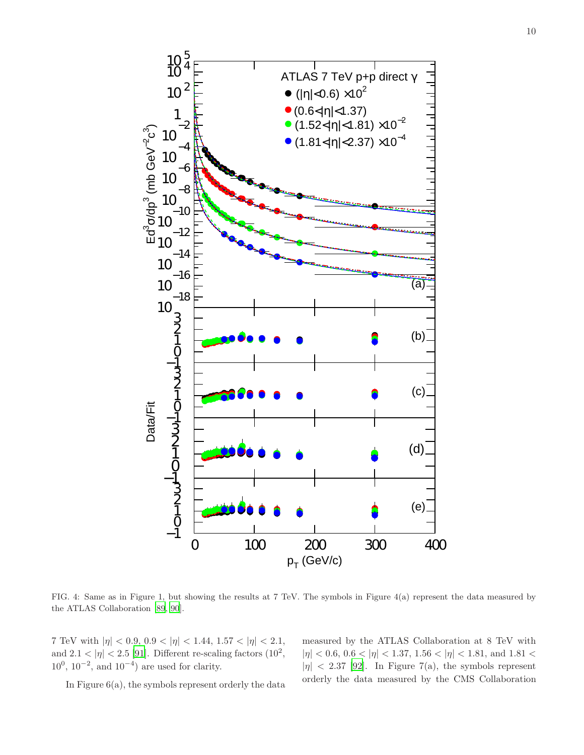FIG. 4: Same as in Figure 1, but showing the results at 7 TeV. The symbols in Figure 4(a) represent the data measured by the ATLAS Collaboration [89, 90].

7 TeV with $|\eta| < 0.9$, $0.9 < |\eta| < 1.44$, $1.57 < |\eta| < 2.1$, and $2.1 < |\eta| < 2.5$ [91]. Different re-scaling factors ($10^2$, $10^0$, $10^{-2}$, and $10^{-4}$) are used for clarity.

In Figure 6(a), the symbols represent orderly the data measured by the ATLAS Collaboration at 8 TeV with $|\eta| < 0.6$, $0.6 < |\eta| < 1.37$, $1.56 < |\eta| < 1.81$, and $1.81 < |\eta| < 2.37$ [92]. In Figure 7(a), the symbols represent orderly the data measured by the CMS Collaboration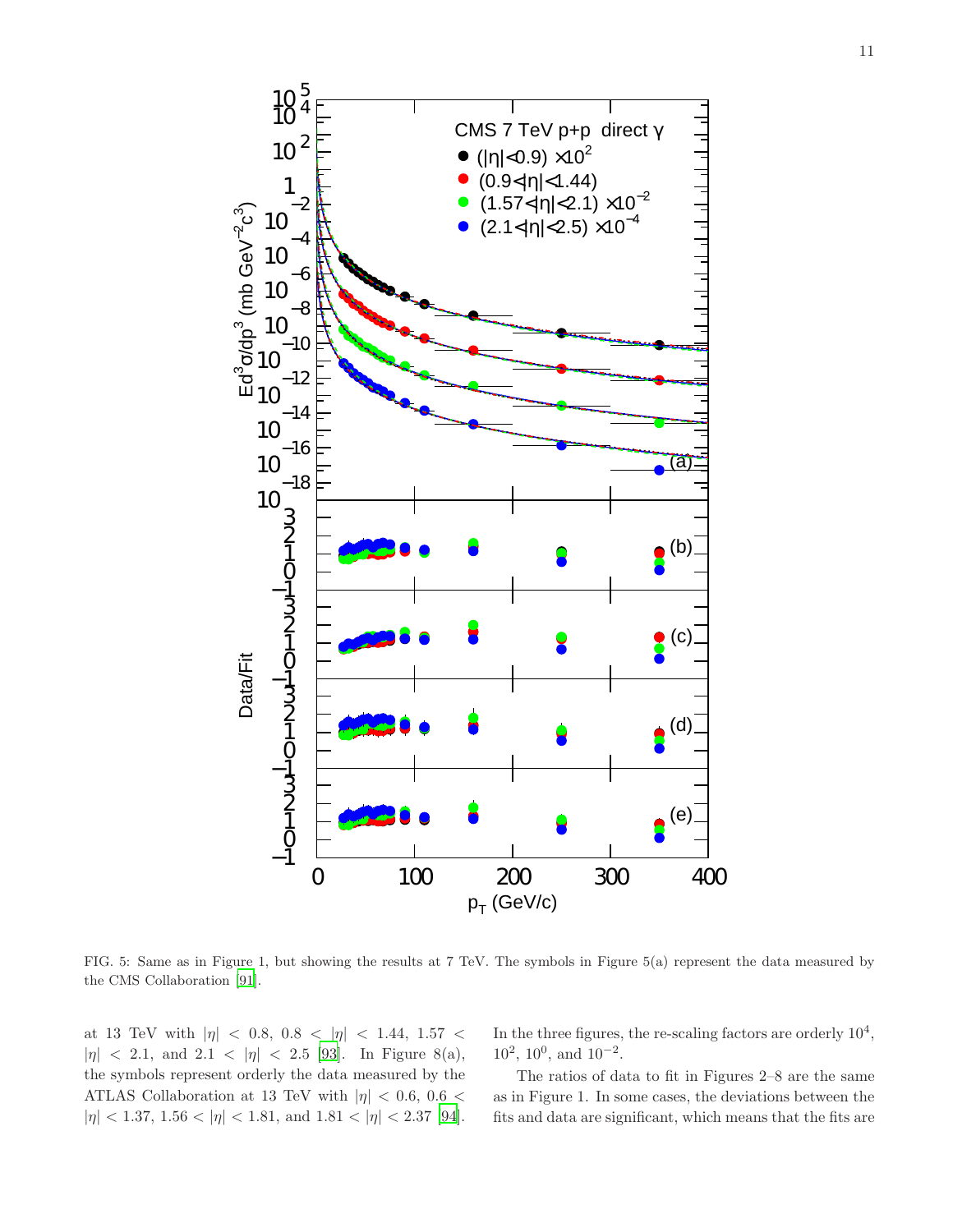FIG. 5: Same as in Figure 1, but showing the results at 7 TeV. The symbols in Figure 5(a) represent the data measured by the CMS Collaboration [91].

at 13 TeV with $|\eta| < 0.8$, $0.8 < |\eta| < 1.44$, $1.57 < |\eta| < 2.1$, and $2.1 < |\eta| < 2.5$ [93]. In Figure 8(a), the symbols represent orderly the data measured by the ATLAS Collaboration at 13 TeV with $|\eta| < 0.6$, $0.6 < |\eta| < 1.37$, $1.56 < |\eta| < 1.81$, and $1.81 < |\eta| < 2.37$ [94]. In the three figures, the re-scaling factors are orderly $10^4$, $10^2$, $10^0$, and $10^{-2}$.

The ratios of data to fit in Figures 2–8 are the same as in Figure 1. In some cases, the deviations between the fits and data are significant, which means that the fits are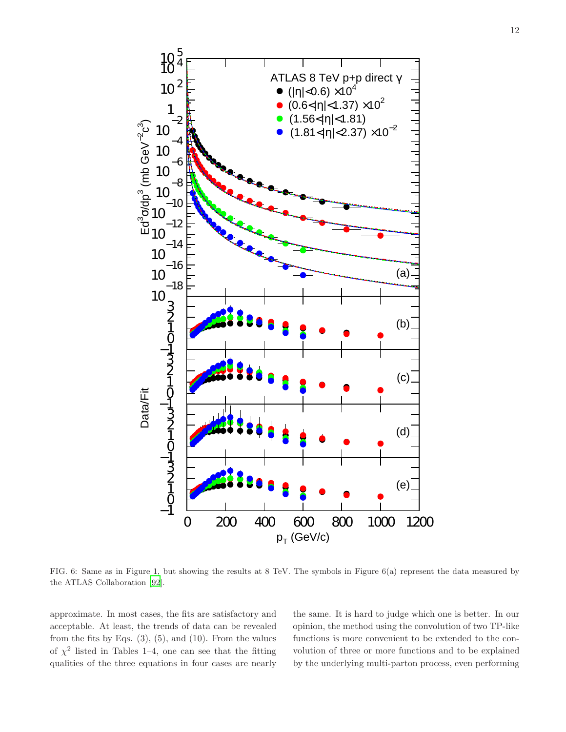FIG. 6: Same as in Figure 1, but showing the results at 8 TeV. The symbols in Figure 6(a) represent the data measured by the ATLAS Collaboration [92].

approximate. In most cases, the fits are satisfactory and acceptable. At least, the trends of data can be revealed from the fits by Eqs. (3), (5), and (10). From the values of $\chi^2$ listed in Tables 1–4, one can see that the fitting qualities of the three equations in four cases are nearly the same. It is hard to judge which one is better. In our opinion, the method using the convolution of two TP-like functions is more convenient to be extended to the convolution of three or more functions and to be explained by the underlying multi-parton process, even performing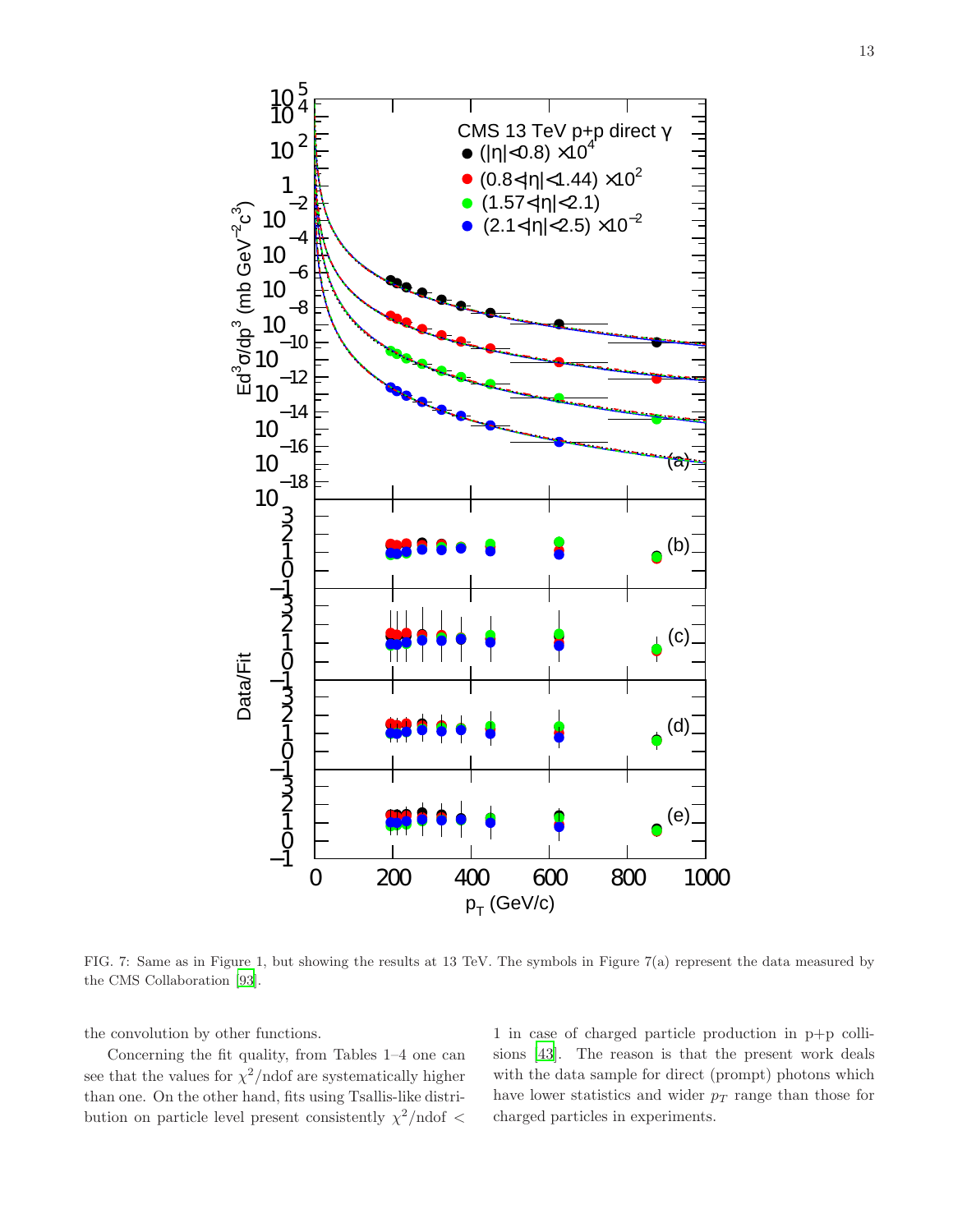FIG. 7: Same as in Figure 1, but showing the results at 13 TeV. The symbols in Figure 7(a) represent the data measured by the CMS Collaboration [93].

the convolution by other functions.

Concerning the fit quality, from Tables 1–4 one can see that the values for $\chi^2$/ndof are systematically higher than one. On the other hand, fits using Tsallis-like distribution on particle level present consistently $\chi^2$/ndof $<$ 1 in case of charged particle production in p+p collisions [43]. The reason is that the present work deals with the data sample for direct (prompt) photons which have lower statistics and wider $p_T$ range than those for charged particles in experiments.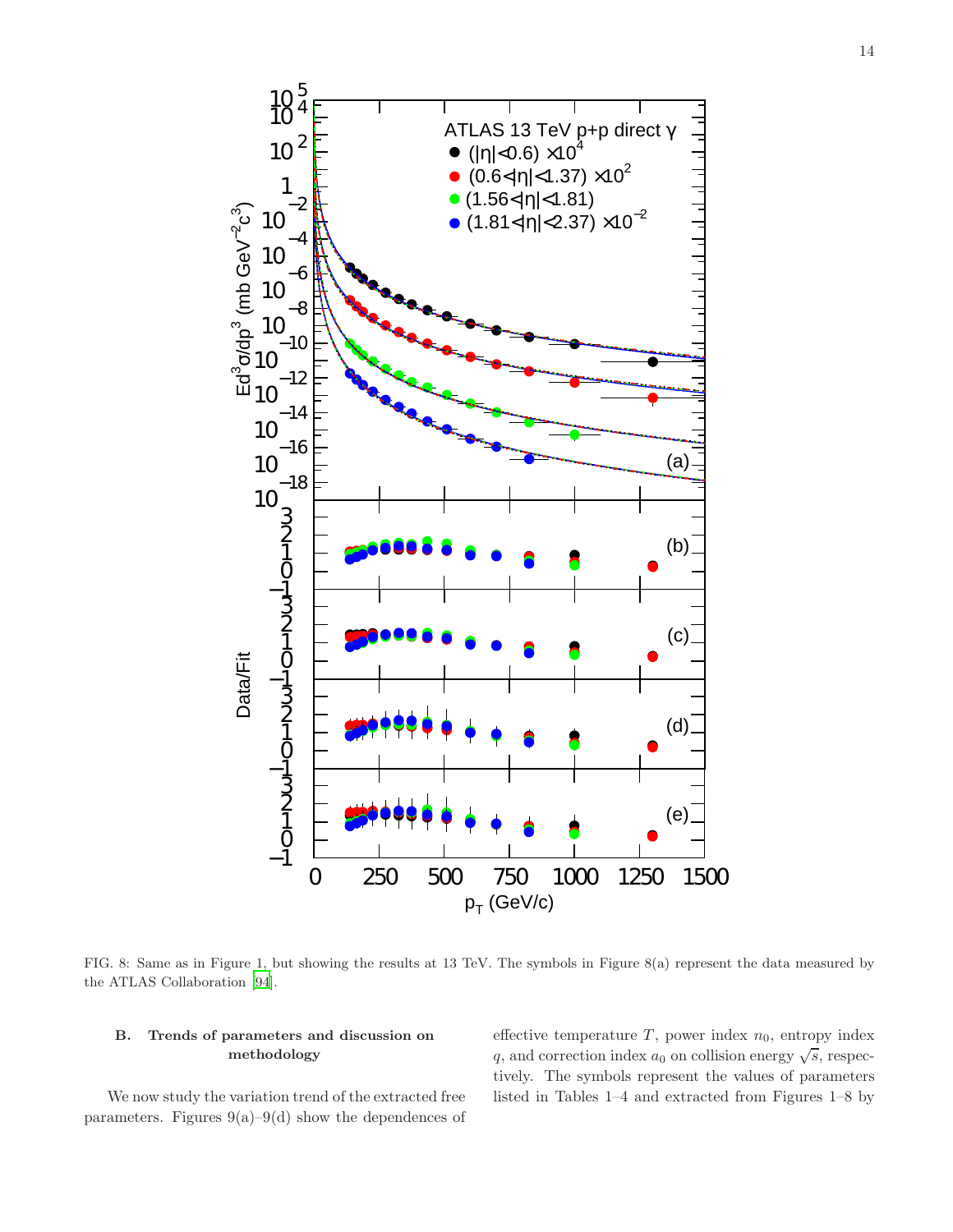FIG. 8: Same as in Figure 1, but showing the results at 13 TeV. The symbols in Figure 8(a) represent the data measured by the ATLAS Collaboration [94].

### B. Trends of parameters and discussion on methodology

We now study the variation trend of the extracted free parameters. Figures 9(a)–9(d) show the dependences of effective temperature $T$, power index $n_0$, entropy index $q$, and correction index $a_0$ on collision energy $\sqrt{s}$, respectively. The symbols represent the values of parameters listed in Tables 1–4 and extracted from Figures 1–8 by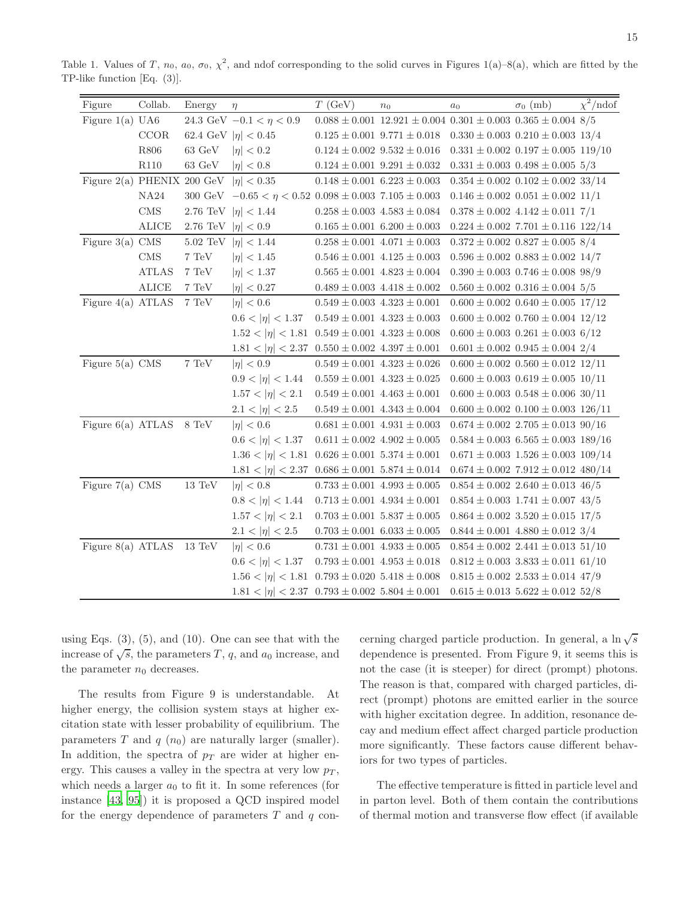Table 1. Values of $T$, $n_0$, $a_0$, $\sigma_0$, $\chi^2$, and ndof corresponding to the solid curves in Figures 1(a)–8(a), which are fitted by the TP-like function [Eq. (3)].

| Figure | Collab. | Energy | $\eta$ | $T$ (GeV) | $n_0$ | $a_0$ | $\sigma_0$ (mb) | $\chi^2$/ndof |
|---|---|---|---|---|---|---|---|---|
| Figure 1(a) | UA6 | 24.3 GeV | $-0.1 < \eta < 0.9$ | $0.088 \pm 0.001$ | $12.921 \pm 0.004$ | $0.301 \pm 0.003$ | $0.365 \pm 0.004$ | 8/5 |
| | CCOR | 62.4 GeV | $\|\eta\| < 0.45$ | $0.125 \pm 0.001$ | $9.771 \pm 0.018$ | $0.330 \pm 0.003$ | $0.210 \pm 0.003$ | 13/4 |
| | R806 | 63 GeV | $\|\eta\| < 0.2$ | $0.124 \pm 0.002$ | $9.532 \pm 0.016$ | $0.331 \pm 0.002$ | $0.197 \pm 0.005$ | 119/10 |
| | R110 | 63 GeV | $\|\eta\| < 0.8$ | $0.124 \pm 0.001$ | $9.291 \pm 0.032$ | $0.331 \pm 0.003$ | $0.498 \pm 0.005$ | 5/3 |
| Figure 2(a) | PHENIX | 200 GeV | $\|\eta\| < 0.35$ | $0.148 \pm 0.001$ | $6.223 \pm 0.003$ | $0.354 \pm 0.002$ | $0.102 \pm 0.002$ | 33/14 |
| | NA24 | 300 GeV | $-0.65 < \eta < 0.52$ | $0.098 \pm 0.003$ | $7.105 \pm 0.003$ | $0.146 \pm 0.002$ | $0.051 \pm 0.002$ | 11/1 |
| | CMS | 2.76 TeV | $\|\eta\| < 1.44$ | $0.258 \pm 0.003$ | $4.583 \pm 0.084$ | $0.378 \pm 0.002$ | $4.142 \pm 0.011$ | 7/1 |
| | ALICE | 2.76 TeV | $\|\eta\| < 0.9$ | $0.165 \pm 0.001$ | $6.200 \pm 0.003$ | $0.224 \pm 0.002$ | $7.701 \pm 0.116$ | 122/14 |
| Figure 3(a) | CMS | 5.02 TeV | $\|\eta\| < 1.44$ | $0.258 \pm 0.001$ | $4.071 \pm 0.003$ | $0.372 \pm 0.002$ | $0.827 \pm 0.005$ | 8/4 |
| | CMS | 7 TeV | $\|\eta\| < 1.45$ | $0.546 \pm 0.001$ | $4.125 \pm 0.003$ | $0.596 \pm 0.002$ | $0.883 \pm 0.002$ | 14/7 |
| | ATLAS | 7 TeV | $\|\eta\| < 1.37$ | $0.565 \pm 0.001$ | $4.823 \pm 0.004$ | $0.390 \pm 0.003$ | $0.746 \pm 0.008$ | 98/9 |
| | ALICE | 7 TeV | $\|\eta\| < 0.27$ | $0.489 \pm 0.003$ | $4.418 \pm 0.002$ | $0.560 \pm 0.002$ | $0.316 \pm 0.004$ | 5/5 |
| Figure 4(a) | ATLAS | 7 TeV | $\|\eta\| < 0.6$ | $0.549 \pm 0.003$ | $4.323 \pm 0.001$ | $0.600 \pm 0.002$ | $0.640 \pm 0.005$ | 17/12 |
| | | | $0.6 < \|\eta\| < 1.37$ | $0.549 \pm 0.001$ | $4.323 \pm 0.003$ | $0.600 \pm 0.002$ | $0.760 \pm 0.004$ | 12/12 |
| | | | $1.52 < \|\eta\| < 1.81$ | $0.549 \pm 0.001$ | $4.323 \pm 0.008$ | $0.600 \pm 0.003$ | $0.261 \pm 0.003$ | 6/12 |
| | | | $1.81 < \|\eta\| < 2.37$ | $0.550 \pm 0.002$ | $4.397 \pm 0.001$ | $0.601 \pm 0.002$ | $0.945 \pm 0.004$ | 2/4 |
| Figure 5(a) | CMS | 7 TeV | $\|\eta\| < 0.9$ | $0.549 \pm 0.001$ | $4.323 \pm 0.026$ | $0.600 \pm 0.002$ | $0.560 \pm 0.012$ | 12/11 |
| | | | $0.9 < \|\eta\| < 1.44$ | $0.559 \pm 0.001$ | $4.323 \pm 0.025$ | $0.600 \pm 0.003$ | $0.619 \pm 0.005$ | 10/11 |
| | | | $1.57 < \|\eta\| < 2.1$ | $0.549 \pm 0.001$ | $4.463 \pm 0.001$ | $0.600 \pm 0.003$ | $0.548 \pm 0.006$ | 30/11 |
| | | | $2.1 < \|\eta\| < 2.5$ | $0.549 \pm 0.001$ | $4.343 \pm 0.004$ | $0.600 \pm 0.002$ | $0.100 \pm 0.003$ | 126/11 |
| Figure 6(a) | ATLAS | 8 TeV | $\|\eta\| < 0.6$ | $0.681 \pm 0.001$ | $4.931 \pm 0.003$ | $0.674 \pm 0.002$ | $2.705 \pm 0.013$ | 90/16 |
| | | | $0.6 < \|\eta\| < 1.37$ | $0.611 \pm 0.002$ | $4.902 \pm 0.005$ | $0.584 \pm 0.003$ | $6.565 \pm 0.003$ | 189/16 |
| | | | $1.36 < \|\eta\| < 1.81$ | $0.626 \pm 0.001$ | $5.374 \pm 0.001$ | $0.671 \pm 0.003$ | $1.526 \pm 0.003$ | 109/14 |
| | | | $1.81 < \|\eta\| < 2.37$ | $0.686 \pm 0.001$ | $5.874 \pm 0.014$ | $0.674 \pm 0.002$ | $7.912 \pm 0.012$ | 480/14 |
| Figure 7(a) | CMS | 13 TeV | $\|\eta\| < 0.8$ | $0.733 \pm 0.001$ | $4.993 \pm 0.005$ | $0.854 \pm 0.002$ | $2.640 \pm 0.013$ | 46/5 |
| | | | $0.8 < \|\eta\| < 1.44$ | $0.713 \pm 0.001$ | $4.934 \pm 0.001$ | $0.854 \pm 0.003$ | $1.741 \pm 0.007$ | 43/5 |
| | | | $1.57 < \|\eta\| < 2.1$ | $0.703 \pm 0.001$ | $5.837 \pm 0.005$ | $0.864 \pm 0.002$ | $3.520 \pm 0.015$ | 17/5 |
| | | | $2.1 < \|\eta\| < 2.5$ | $0.703 \pm 0.001$ | $6.033 \pm 0.005$ | $0.844 \pm 0.001$ | $4.880 \pm 0.012$ | 3/4 |
| Figure 8(a) | ATLAS | 13 TeV | $\|\eta\| < 0.6$ | $0.731 \pm 0.001$ | $4.933 \pm 0.005$ | $0.854 \pm 0.002$ | $2.441 \pm 0.013$ | 51/10 |
| | | | $0.6 < \|\eta\| < 1.37$ | $0.793 \pm 0.001$ | $4.953 \pm 0.018$ | $0.812 \pm 0.003$ | $3.833 \pm 0.011$ | 61/10 |
| | | | $1.56 < \|\eta\| < 1.81$ | $0.793 \pm 0.020$ | $5.418 \pm 0.008$ | $0.815 \pm 0.002$ | $2.533 \pm 0.014$ | 47/9 |
| | | | $1.81 < \|\eta\| < 2.37$ | $0.793 \pm 0.002$ | $5.804 \pm 0.001$ | $0.615 \pm 0.013$ | $5.622 \pm 0.012$ | 52/8 |

using Eqs. (3), (5), and (10). One can see that with the increase of $\sqrt{s}$, the parameters $T$, $q$, and $a_0$ increase, and the parameter $n_0$ decreases.

The results from Figure 9 is understandable. At higher energy, the collision system stays at higher excitation state with lesser probability of equilibrium. The parameters $T$ and $q$ ($n_0$) are naturally larger (smaller). In addition, the spectra of $p_T$ are wider at higher energy. This causes a valley in the spectra at very low $p_T$, which needs a larger $a_0$ to fit it. In some references (for instance [43, 95]) it is proposed a QCD inspired model for the energy dependence of parameters $T$ and $q$ concerning charged particle production. In general, a $\ln\sqrt{s}$ dependence is presented. From Figure 9, it seems this is not the case (it is steeper) for direct (prompt) photons. The reason is that, compared with charged particles, direct (prompt) photons are emitted earlier in the source with higher excitation degree. In addition, resonance decay and medium effect affect charged particle production more significantly. These factors cause different behaviors for two types of particles.

The effective temperature is fitted in particle level and in parton level. Both of them contain the contributions of thermal motion and transverse flow effect (if available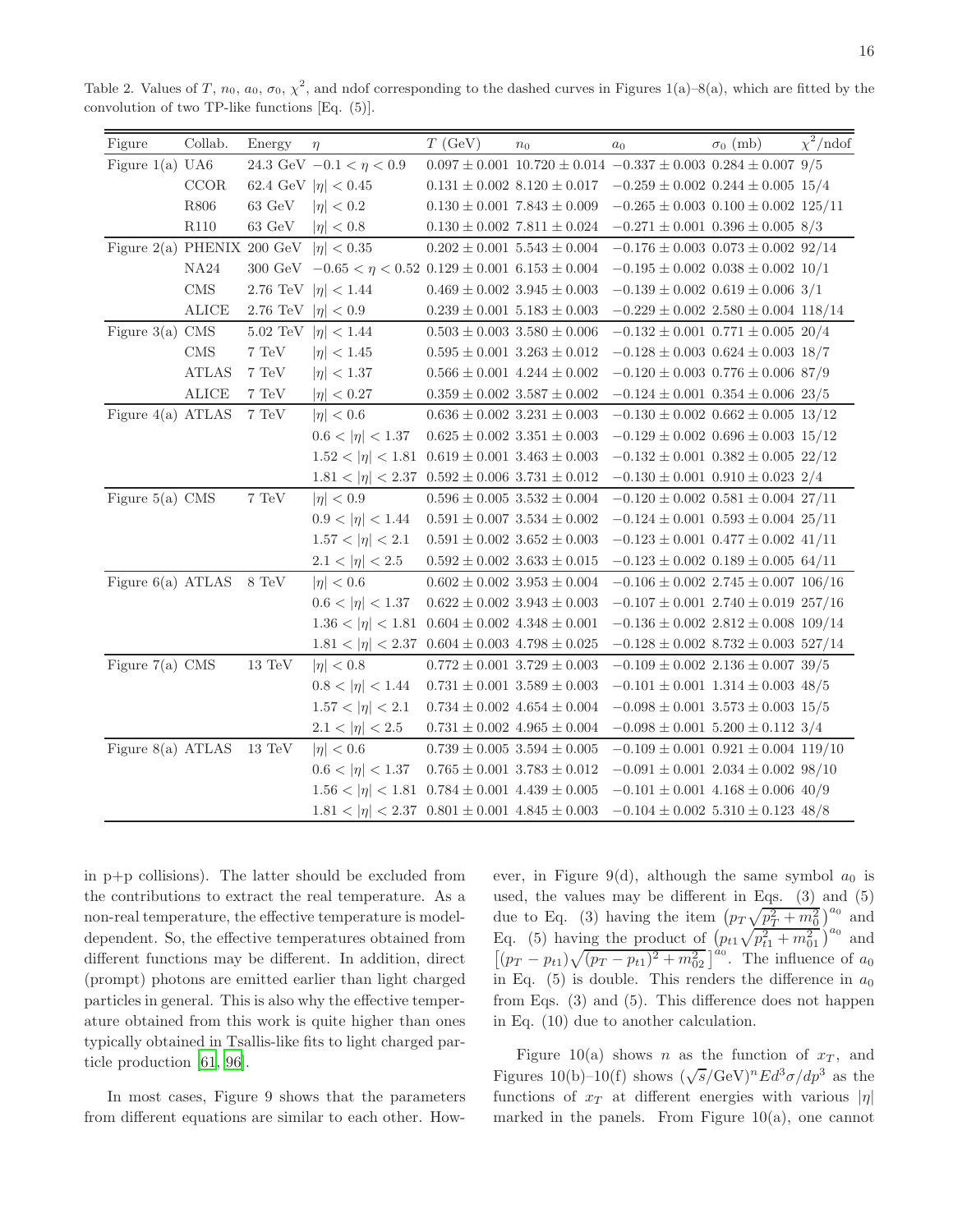Table 2. Values of $T$, $n_0$, $a_0$, $\sigma_0$, $\chi^2$, and ndof corresponding to the dashed curves in Figures 1(a)–8(a), which are fitted by the convolution of two TP-like functions [Eq. (5)].

| Figure | Collab. | Energy | $\eta$ | $T$ (GeV) | $n_0$ | $a_0$ | $\sigma_0$ (mb) | $\chi^2$/ndof |
|---|---|---|---|---|---|---|---|---|
| Figure 1(a) | UA6 | 24.3 GeV | $-0.1 < \eta < 0.9$ | $0.097 \pm 0.001$ | $10.720 \pm 0.014$ | $-0.337 \pm 0.003$ | $0.284 \pm 0.007$ | 9/5 |
| | CCOR | 62.4 GeV | $\|\eta\| < 0.45$ | $0.131 \pm 0.002$ | $8.120 \pm 0.017$ | $-0.259 \pm 0.002$ | $0.244 \pm 0.005$ | 15/4 |
| | R806 | 63 GeV | $\|\eta\| < 0.2$ | $0.130 \pm 0.001$ | $7.843 \pm 0.009$ | $-0.265 \pm 0.003$ | $0.100 \pm 0.002$ | 125/11 |
| | R110 | 63 GeV | $\|\eta\| < 0.8$ | $0.130 \pm 0.002$ | $7.811 \pm 0.024$ | $-0.271 \pm 0.001$ | $0.396 \pm 0.005$ | 8/3 |
| Figure 2(a) | PHENIX | 200 GeV | $\|\eta\| < 0.35$ | $0.202 \pm 0.001$ | $5.543 \pm 0.004$ | $-0.176 \pm 0.003$ | $0.073 \pm 0.002$ | 92/14 |
| | NA24 | 300 GeV | $-0.65 < \eta < 0.52$ | $0.129 \pm 0.001$ | $6.153 \pm 0.004$ | $-0.195 \pm 0.002$ | $0.038 \pm 0.002$ | 10/1 |
| | CMS | 2.76 TeV | $\|\eta\| < 1.44$ | $0.469 \pm 0.002$ | $3.945 \pm 0.003$ | $-0.139 \pm 0.002$ | $0.619 \pm 0.006$ | 3/1 |
| | ALICE | 2.76 TeV | $\|\eta\| < 0.9$ | $0.239 \pm 0.001$ | $5.183 \pm 0.003$ | $-0.229 \pm 0.002$ | $2.580 \pm 0.004$ | 118/14 |
| Figure 3(a) | CMS | 5.02 TeV | $\|\eta\| < 1.44$ | $0.503 \pm 0.003$ | $3.580 \pm 0.006$ | $-0.132 \pm 0.001$ | $0.771 \pm 0.005$ | 20/4 |
| | CMS | 7 TeV | $\|\eta\| < 1.45$ | $0.595 \pm 0.001$ | $3.263 \pm 0.012$ | $-0.128 \pm 0.003$ | $0.624 \pm 0.003$ | 18/7 |
| | ATLAS | 7 TeV | $\|\eta\| < 1.37$ | $0.566 \pm 0.001$ | $4.244 \pm 0.002$ | $-0.120 \pm 0.003$ | $0.776 \pm 0.006$ | 87/9 |
| | ALICE | 7 TeV | $\|\eta\| < 0.27$ | $0.359 \pm 0.002$ | $3.587 \pm 0.002$ | $-0.124 \pm 0.001$ | $0.354 \pm 0.006$ | 23/5 |
| Figure 4(a) | ATLAS | 7 TeV | $\|\eta\| < 0.6$ | $0.636 \pm 0.002$ | $3.231 \pm 0.003$ | $-0.130 \pm 0.002$ | $0.662 \pm 0.005$ | 13/12 |
| | | | $0.6 < \|\eta\| < 1.37$ | $0.625 \pm 0.002$ | $3.351 \pm 0.003$ | $-0.129 \pm 0.002$ | $0.696 \pm 0.003$ | 15/12 |
| | | | $1.52 < \|\eta\| < 1.81$ | $0.619 \pm 0.001$ | $3.463 \pm 0.003$ | $-0.132 \pm 0.001$ | $0.382 \pm 0.005$ | 22/12 |
| | | | $1.81 < \|\eta\| < 2.37$ | $0.592 \pm 0.006$ | $3.731 \pm 0.012$ | $-0.130 \pm 0.001$ | $0.910 \pm 0.023$ | 2/4 |
| Figure 5(a) | CMS | 7 TeV | $\|\eta\| < 0.9$ | $0.596 \pm 0.005$ | $3.532 \pm 0.004$ | $-0.120 \pm 0.002$ | $0.581 \pm 0.004$ | 27/11 |
| | | | $0.9 < \|\eta\| < 1.44$ | $0.591 \pm 0.007$ | $3.534 \pm 0.002$ | $-0.124 \pm 0.001$ | $0.593 \pm 0.004$ | 25/11 |
| | | | $1.57 < \|\eta\| < 2.1$ | $0.591 \pm 0.002$ | $3.652 \pm 0.003$ | $-0.123 \pm 0.001$ | $0.477 \pm 0.002$ | 41/11 |
| | | | $2.1 < \|\eta\| < 2.5$ | $0.592 \pm 0.002$ | $3.633 \pm 0.015$ | $-0.123 \pm 0.002$ | $0.189 \pm 0.005$ | 64/11 |
| Figure 6(a) | ATLAS | 8 TeV | $\|\eta\| < 0.6$ | $0.602 \pm 0.002$ | $3.953 \pm 0.004$ | $-0.106 \pm 0.002$ | $2.745 \pm 0.007$ | 106/16 |
| | | | $0.6 < \|\eta\| < 1.37$ | $0.622 \pm 0.002$ | $3.943 \pm 0.003$ | $-0.107 \pm 0.001$ | $2.740 \pm 0.019$ | 257/16 |
| | | | $1.36 < \|\eta\| < 1.81$ | $0.604 \pm 0.002$ | $4.348 \pm 0.001$ | $-0.136 \pm 0.002$ | $2.812 \pm 0.008$ | 109/14 |
| | | | $1.81 < \|\eta\| < 2.37$ | $0.604 \pm 0.003$ | $4.798 \pm 0.025$ | $-0.128 \pm 0.002$ | $8.732 \pm 0.003$ | 527/14 |
| Figure 7(a) | CMS | 13 TeV | $\|\eta\| < 0.8$ | $0.772 \pm 0.001$ | $3.729 \pm 0.003$ | $-0.109 \pm 0.002$ | $2.136 \pm 0.007$ | 39/5 |
| | | | $0.8 < \|\eta\| < 1.44$ | $0.731 \pm 0.001$ | $3.589 \pm 0.003$ | $-0.101 \pm 0.001$ | $1.314 \pm 0.003$ | 48/5 |
| | | | $1.57 < \|\eta\| < 2.1$ | $0.734 \pm 0.002$ | $4.654 \pm 0.004$ | $-0.098 \pm 0.001$ | $3.573 \pm 0.003$ | 15/5 |
| | | | $2.1 < \|\eta\| < 2.5$ | $0.731 \pm 0.002$ | $4.965 \pm 0.004$ | $-0.098 \pm 0.001$ | $5.200 \pm 0.112$ | 3/4 |
| Figure 8(a) | ATLAS | 13 TeV | $\|\eta\| < 0.6$ | $0.739 \pm 0.005$ | $3.594 \pm 0.005$ | $-0.109 \pm 0.001$ | $0.921 \pm 0.004$ | 119/10 |
| | | | $0.6 < \|\eta\| < 1.37$ | $0.765 \pm 0.001$ | $3.783 \pm 0.012$ | $-0.091 \pm 0.001$ | $2.034 \pm 0.002$ | 98/10 |
| | | | $1.56 < \|\eta\| < 1.81$ | $0.784 \pm 0.001$ | $4.439 \pm 0.005$ | $-0.101 \pm 0.001$ | $4.168 \pm 0.006$ | 40/9 |
| | | | $1.81 < \|\eta\| < 2.37$ | $0.801 \pm 0.001$ | $4.845 \pm 0.003$ | $-0.104 \pm 0.002$ | $5.310 \pm 0.123$ | 48/8 |

in p+p collisions). The latter should be excluded from the contributions to extract the real temperature. As a non-real temperature, the effective temperature is model-dependent. So, the effective temperatures obtained from different functions may be different. In addition, direct (prompt) photons are emitted earlier than light charged particles in general. This is also why the effective temperature obtained from this work is quite higher than ones typically obtained in Tsallis-like fits to light charged particle production [61, 96].

In most cases, Figure 9 shows that the parameters from different equations are similar to each other. However, in Figure 9(d), although the same symbol $a_0$ is used, the values may be different in Eqs. (3) and (5) due to Eq. (3) having the item $\left(p_T\sqrt{p_T^2+m_0^2}\right)^{a_0}$ and Eq. (5) having the product of $\left(p_{t1}\sqrt{p_{t1}^2+m_{01}^2}\right)^{a_0}$ and $\left[(p_T-p_{t1})\sqrt{(p_T-p_{t1})^2+m_{02}^2}\,\right]^{a_0}$. The influence of $a_0$ in Eq. (5) is double. This renders the difference in $a_0$ from Eqs. (3) and (5). This difference does not happen in Eq. (10) due to another calculation.

Figure 10(a) shows $n$ as the function of $x_T$, and Figures 10(b)–10(f) shows $(\sqrt{s}/\text{GeV})^n Ed^3\sigma/dp^3$ as the functions of $x_T$ at different energies with various $|\eta|$ marked in the panels. From Figure 10(a), one cannot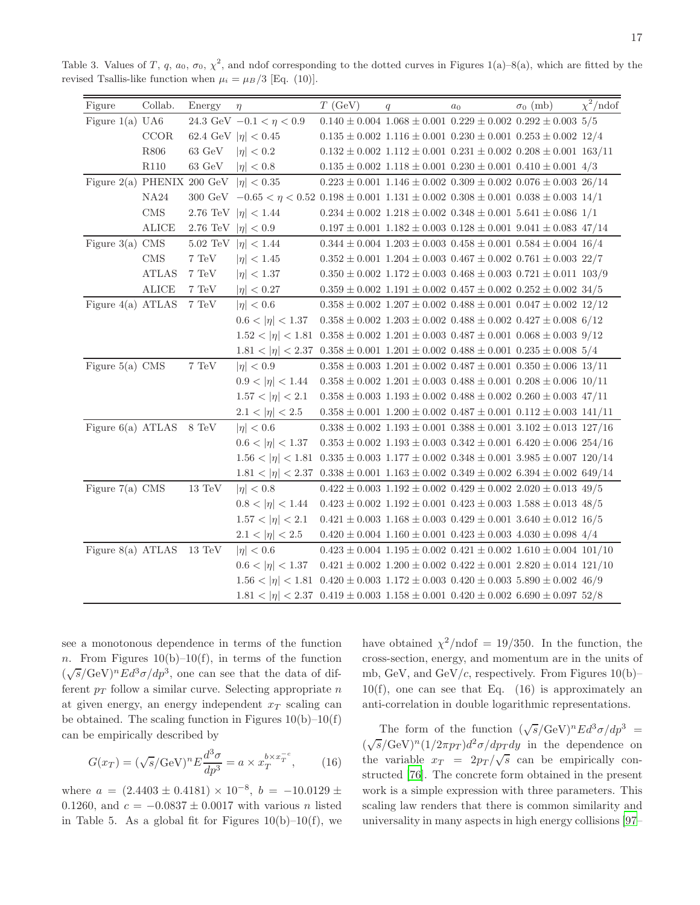Table 3. Values of $T$, $q$, $a_0$, $\sigma_0$, $\chi^2$, and ndof corresponding to the dotted curves in Figures 1(a)–8(a), which are fitted by the revised Tsallis-like function when $\mu_i = \mu_B/3$ [Eq. (10)].

| Figure | Collab. | Energy | $\eta$ | $T$ (GeV) | $q$ | $a_0$ | $\sigma_0$ (mb) | $\chi^2$/ndof |
|---|---|---|---|---|---|---|---|---|
| Figure 1(a) | UA6 | 24.3 GeV | $-0.1 < \eta < 0.9$ | $0.140 \pm 0.004$ | $1.068 \pm 0.001$ | $0.229 \pm 0.002$ | $0.292 \pm 0.003$ | 5/5 |
| | CCOR | 62.4 GeV | $\lvert\eta\rvert < 0.45$ | $0.135 \pm 0.002$ | $1.116 \pm 0.001$ | $0.230 \pm 0.001$ | $0.253 \pm 0.002$ | 12/4 |
| | R806 | 63 GeV | $\lvert\eta\rvert < 0.2$ | $0.132 \pm 0.002$ | $1.112 \pm 0.001$ | $0.231 \pm 0.002$ | $0.208 \pm 0.001$ | 163/11 |
| | R110 | 63 GeV | $\lvert\eta\rvert < 0.8$ | $0.135 \pm 0.002$ | $1.118 \pm 0.001$ | $0.230 \pm 0.001$ | $0.410 \pm 0.001$ | 4/3 |
| Figure 2(a) | PHENIX | 200 GeV | $\lvert\eta\rvert < 0.35$ | $0.223 \pm 0.001$ | $1.146 \pm 0.002$ | $0.309 \pm 0.002$ | $0.076 \pm 0.003$ | 26/14 |
| | NA24 | 300 GeV | $-0.65 < \eta < 0.52$ | $0.198 \pm 0.001$ | $1.131 \pm 0.002$ | $0.308 \pm 0.001$ | $0.038 \pm 0.003$ | 14/1 |
| | CMS | 2.76 TeV | $\lvert\eta\rvert < 1.44$ | $0.234 \pm 0.002$ | $1.218 \pm 0.002$ | $0.348 \pm 0.001$ | $5.641 \pm 0.086$ | 1/1 |
| | ALICE | 2.76 TeV | $\lvert\eta\rvert < 0.9$ | $0.197 \pm 0.001$ | $1.182 \pm 0.003$ | $0.128 \pm 0.001$ | $9.041 \pm 0.083$ | 47/14 |
| Figure 3(a) | CMS | 5.02 TeV | $\lvert\eta\rvert < 1.44$ | $0.344 \pm 0.004$ | $1.203 \pm 0.003$ | $0.458 \pm 0.001$ | $0.584 \pm 0.004$ | 16/4 |
| | CMS | 7 TeV | $\lvert\eta\rvert < 1.45$ | $0.352 \pm 0.001$ | $1.204 \pm 0.003$ | $0.467 \pm 0.002$ | $0.761 \pm 0.003$ | 22/7 |
| | ATLAS | 7 TeV | $\lvert\eta\rvert < 1.37$ | $0.350 \pm 0.002$ | $1.172 \pm 0.003$ | $0.468 \pm 0.003$ | $0.721 \pm 0.011$ | 103/9 |
| | ALICE | 7 TeV | $\lvert\eta\rvert < 0.27$ | $0.359 \pm 0.002$ | $1.191 \pm 0.002$ | $0.457 \pm 0.002$ | $0.252 \pm 0.002$ | 34/5 |
| Figure 4(a) | ATLAS | 7 TeV | $\lvert\eta\rvert < 0.6$ | $0.358 \pm 0.002$ | $1.207 \pm 0.002$ | $0.488 \pm 0.001$ | $0.047 \pm 0.002$ | 12/12 |
| | | | $0.6 < \lvert\eta\rvert < 1.37$ | $0.358 \pm 0.002$ | $1.203 \pm 0.002$ | $0.488 \pm 0.002$ | $0.427 \pm 0.008$ | 6/12 |
| | | | $1.52 < \lvert\eta\rvert < 1.81$ | $0.358 \pm 0.002$ | $1.201 \pm 0.003$ | $0.487 \pm 0.001$ | $0.068 \pm 0.003$ | 9/12 |
| | | | $1.81 < \lvert\eta\rvert < 2.37$ | $0.358 \pm 0.001$ | $1.201 \pm 0.002$ | $0.488 \pm 0.001$ | $0.235 \pm 0.008$ | 5/4 |
| Figure 5(a) | CMS | 7 TeV | $\lvert\eta\rvert < 0.9$ | $0.358 \pm 0.003$ | $1.201 \pm 0.002$ | $0.487 \pm 0.001$ | $0.350 \pm 0.006$ | 13/11 |
| | | | $0.9 < \lvert\eta\rvert < 1.44$ | $0.358 \pm 0.002$ | $1.201 \pm 0.003$ | $0.488 \pm 0.001$ | $0.208 \pm 0.006$ | 10/11 |
| | | | $1.57 < \lvert\eta\rvert < 2.1$ | $0.358 \pm 0.003$ | $1.193 \pm 0.002$ | $0.488 \pm 0.002$ | $0.260 \pm 0.003$ | 47/11 |
| | | | $2.1 < \lvert\eta\rvert < 2.5$ | $0.358 \pm 0.001$ | $1.200 \pm 0.002$ | $0.487 \pm 0.001$ | $0.112 \pm 0.003$ | 141/11 |
| Figure 6(a) | ATLAS | 8 TeV | $\lvert\eta\rvert < 0.6$ | $0.338 \pm 0.002$ | $1.193 \pm 0.001$ | $0.388 \pm 0.001$ | $3.102 \pm 0.013$ | 127/16 |
| | | | $0.6 < \lvert\eta\rvert < 1.37$ | $0.353 \pm 0.002$ | $1.193 \pm 0.003$ | $0.342 \pm 0.001$ | $6.420 \pm 0.006$ | 254/16 |
| | | | $1.56 < \lvert\eta\rvert < 1.81$ | $0.335 \pm 0.003$ | $1.177 \pm 0.002$ | $0.348 \pm 0.001$ | $3.985 \pm 0.007$ | 120/14 |
| | | | $1.81 < \lvert\eta\rvert < 2.37$ | $0.338 \pm 0.001$ | $1.163 \pm 0.002$ | $0.349 \pm 0.002$ | $6.394 \pm 0.002$ | 649/14 |
| Figure 7(a) | CMS | 13 TeV | $\lvert\eta\rvert < 0.8$ | $0.422 \pm 0.003$ | $1.192 \pm 0.002$ | $0.429 \pm 0.002$ | $2.020 \pm 0.013$ | 49/5 |
| | | | $0.8 < \lvert\eta\rvert < 1.44$ | $0.423 \pm 0.002$ | $1.192 \pm 0.001$ | $0.423 \pm 0.003$ | $1.588 \pm 0.013$ | 48/5 |
| | | | $1.57 < \lvert\eta\rvert < 2.1$ | $0.421 \pm 0.003$ | $1.168 \pm 0.003$ | $0.429 \pm 0.001$ | $3.640 \pm 0.012$ | 16/5 |
| | | | $2.1 < \lvert\eta\rvert < 2.5$ | $0.420 \pm 0.004$ | $1.160 \pm 0.001$ | $0.423 \pm 0.003$ | $4.030 \pm 0.098$ | 4/4 |
| Figure 8(a) | ATLAS | 13 TeV | $\lvert\eta\rvert < 0.6$ | $0.423 \pm 0.004$ | $1.195 \pm 0.002$ | $0.421 \pm 0.002$ | $1.610 \pm 0.004$ | 101/10 |
| | | | $0.6 < \lvert\eta\rvert < 1.37$ | $0.421 \pm 0.003$ | $1.200 \pm 0.002$ | $0.422 \pm 0.001$ | $2.820 \pm 0.014$ | 121/10 |
| | | | $1.56 < \lvert\eta\rvert < 1.81$ | $0.420 \pm 0.003$ | $1.172 \pm 0.003$ | $0.420 \pm 0.003$ | $5.890 \pm 0.002$ | 46/9 |
| | | | $1.81 < \lvert\eta\rvert < 2.37$ | $0.419 \pm 0.003$ | $1.158 \pm 0.001$ | $0.420 \pm 0.002$ | $6.690 \pm 0.097$ | 52/8 |

see a monotonous dependence in terms of the function $n$. From Figures 10(b)–10(f), in terms of the function $(\sqrt{s}/\text{GeV})^n E d^3\sigma/dp^3$, one can see that the data of different $p_T$ follow a similar curve. Selecting appropriate $n$ at given energy, an energy independent $x_T$ scaling can be obtained. The scaling function in Figures 10(b)–10(f) can be empirically described by

$$G(x_T) = (\sqrt{s}/\text{GeV})^n E \frac{d^3\sigma}{dp^3} = a \times x_T^{b \times x_T^{-c}}, \qquad (16)$$

where $a = (2.4403 \pm 0.4181) \times 10^{-8}$, $b = -10.0129 \pm 0.1260$, and $c = -0.0837 \pm 0.0017$ with various $n$ listed in Table 5. As a global fit for Figures 10(b)–10(f), we have obtained $\chi^2/\text{ndof} = 19/350$. In the function, the cross-section, energy, and momentum are in the units of mb, GeV, and GeV/$c$, respectively. From Figures 10(b)–10(f), one can see that Eq. (16) is approximately an anti-correlation in double logarithmic representations.

The form of the function $(\sqrt{s}/\text{GeV})^n E d^3\sigma/dp^3 = (\sqrt{s}/\text{GeV})^n (1/2\pi p_T) d^2\sigma/dp_T dy$ in the dependence on the variable $x_T = 2p_T/\sqrt{s}$ can be empirically constructed [76]. The concrete form obtained in the present work is a simple expression with three parameters. This scaling law renders that there is common similarity and universality in many aspects in high energy collisions [97–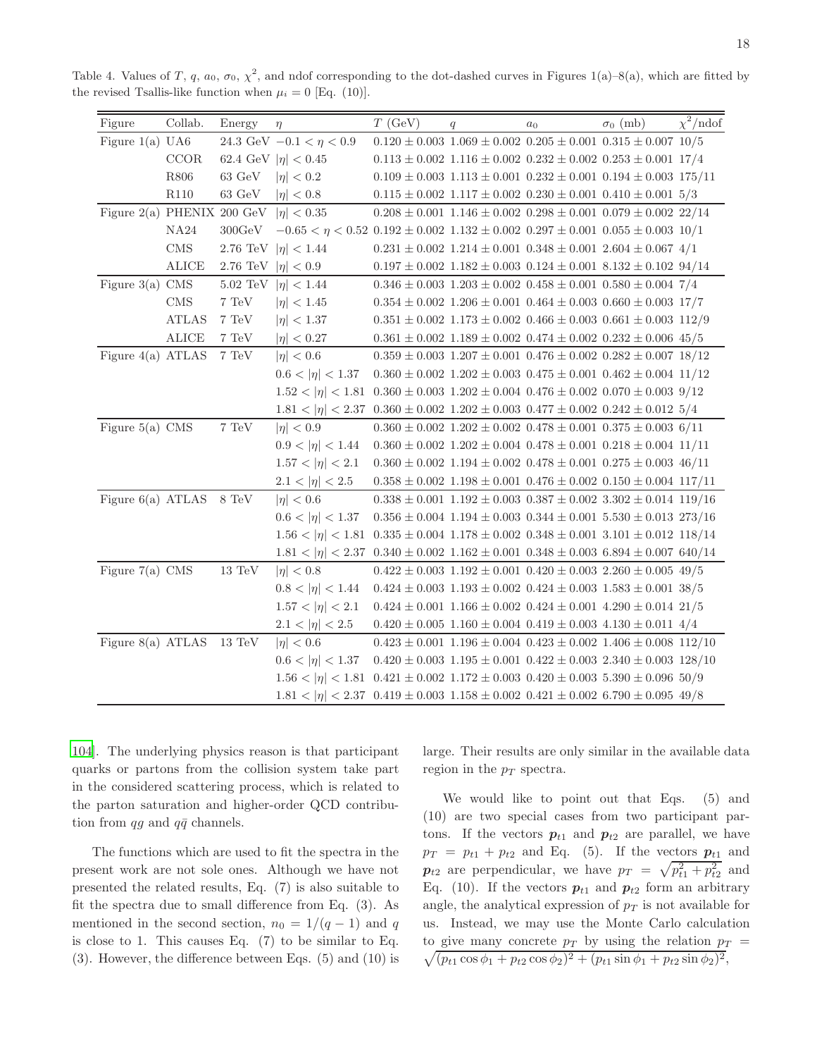Table 4. Values of $T$, $q$, $a_0$, $\sigma_0$, $\chi^2$, and ndof corresponding to the dot-dashed curves in Figures 1(a)–8(a), which are fitted by the revised Tsallis-like function when $\mu_i = 0$ [Eq. (10)].

| Figure | Collab. | Energy | $\eta$ | $T$ (GeV) | $q$ | $a_0$ | $\sigma_0$ (mb) | $\chi^2$/ndof |
|---|---|---|---|---|---|---|---|---|
| Figure 1(a) | UA6 | 24.3 GeV | $-0.1 < \eta < 0.9$ | $0.120 \pm 0.003$ | $1.069 \pm 0.002$ | $0.205 \pm 0.001$ | $0.315 \pm 0.007$ | 10/5 |
| | CCOR | 62.4 GeV | $\|\eta\| < 0.45$ | $0.113 \pm 0.002$ | $1.116 \pm 0.002$ | $0.232 \pm 0.002$ | $0.253 \pm 0.001$ | 17/4 |
| | R806 | 63 GeV | $\|\eta\| < 0.2$ | $0.109 \pm 0.003$ | $1.113 \pm 0.001$ | $0.232 \pm 0.001$ | $0.194 \pm 0.003$ | 175/11 |
| | R110 | 63 GeV | $\|\eta\| < 0.8$ | $0.115 \pm 0.002$ | $1.117 \pm 0.002$ | $0.230 \pm 0.001$ | $0.410 \pm 0.001$ | 5/3 |
| Figure 2(a) | PHENIX | 200 GeV | $\|\eta\| < 0.35$ | $0.208 \pm 0.001$ | $1.146 \pm 0.002$ | $0.298 \pm 0.001$ | $0.079 \pm 0.002$ | 22/14 |
| | NA24 | 300GeV | $-0.65 < \eta < 0.52$ | $0.192 \pm 0.002$ | $1.132 \pm 0.002$ | $0.297 \pm 0.001$ | $0.055 \pm 0.003$ | 10/1 |
| | CMS | 2.76 TeV | $\|\eta\| < 1.44$ | $0.231 \pm 0.002$ | $1.214 \pm 0.001$ | $0.348 \pm 0.001$ | $2.604 \pm 0.067$ | 4/1 |
| | ALICE | 2.76 TeV | $\|\eta\| < 0.9$ | $0.197 \pm 0.002$ | $1.182 \pm 0.003$ | $0.124 \pm 0.001$ | $8.132 \pm 0.102$ | 94/14 |
| Figure 3(a) | CMS | 5.02 TeV | $\|\eta\| < 1.44$ | $0.346 \pm 0.003$ | $1.203 \pm 0.002$ | $0.458 \pm 0.001$ | $0.580 \pm 0.004$ | 7/4 |
| | CMS | 7 TeV | $\|\eta\| < 1.45$ | $0.354 \pm 0.002$ | $1.206 \pm 0.001$ | $0.464 \pm 0.003$ | $0.660 \pm 0.003$ | 17/7 |
| | ATLAS | 7 TeV | $\|\eta\| < 1.37$ | $0.351 \pm 0.002$ | $1.173 \pm 0.002$ | $0.466 \pm 0.003$ | $0.661 \pm 0.003$ | 112/9 |
| | ALICE | 7 TeV | $\|\eta\| < 0.27$ | $0.361 \pm 0.002$ | $1.189 \pm 0.002$ | $0.474 \pm 0.002$ | $0.232 \pm 0.006$ | 45/5 |
| Figure 4(a) | ATLAS | 7 TeV | $\|\eta\| < 0.6$ | $0.359 \pm 0.003$ | $1.207 \pm 0.001$ | $0.476 \pm 0.002$ | $0.282 \pm 0.007$ | 18/12 |
| | | | $0.6 < \|\eta\| < 1.37$ | $0.360 \pm 0.002$ | $1.202 \pm 0.003$ | $0.475 \pm 0.001$ | $0.462 \pm 0.004$ | 11/12 |
| | | | $1.52 < \|\eta\| < 1.81$ | $0.360 \pm 0.003$ | $1.202 \pm 0.004$ | $0.476 \pm 0.002$ | $0.070 \pm 0.003$ | 9/12 |
| | | | $1.81 < \|\eta\| < 2.37$ | $0.360 \pm 0.002$ | $1.202 \pm 0.003$ | $0.477 \pm 0.002$ | $0.242 \pm 0.012$ | 5/4 |
| Figure 5(a) | CMS | 7 TeV | $\|\eta\| < 0.9$ | $0.360 \pm 0.002$ | $1.202 \pm 0.002$ | $0.478 \pm 0.001$ | $0.375 \pm 0.003$ | 6/11 |
| | | | $0.9 < \|\eta\| < 1.44$ | $0.360 \pm 0.002$ | $1.202 \pm 0.004$ | $0.478 \pm 0.001$ | $0.218 \pm 0.004$ | 11/11 |
| | | | $1.57 < \|\eta\| < 2.1$ | $0.360 \pm 0.002$ | $1.194 \pm 0.002$ | $0.478 \pm 0.001$ | $0.275 \pm 0.003$ | 46/11 |
| | | | $2.1 < \|\eta\| < 2.5$ | $0.358 \pm 0.002$ | $1.198 \pm 0.001$ | $0.476 \pm 0.002$ | $0.150 \pm 0.004$ | 117/11 |
| Figure 6(a) | ATLAS | 8 TeV | $\|\eta\| < 0.6$ | $0.338 \pm 0.003$ | $1.192 \pm 0.003$ | $0.387 \pm 0.002$ | $3.302 \pm 0.014$ | 119/16 |
| | | | $0.6 < \|\eta\| < 1.37$ | $0.356 \pm 0.004$ | $1.194 \pm 0.003$ | $0.344 \pm 0.001$ | $5.530 \pm 0.013$ | 273/16 |
| | | | $1.56 < \|\eta\| < 1.81$ | $0.335 \pm 0.004$ | $1.178 \pm 0.002$ | $0.348 \pm 0.001$ | $3.101 \pm 0.012$ | 118/14 |
| | | | $1.81 < \|\eta\| < 2.37$ | $0.340 \pm 0.002$ | $1.162 \pm 0.001$ | $0.348 \pm 0.003$ | $6.894 \pm 0.007$ | 640/14 |
| Figure 7(a) | CMS | 13 TeV | $\|\eta\| < 0.8$ | $0.422 \pm 0.003$ | $1.192 \pm 0.001$ | $0.420 \pm 0.003$ | $2.260 \pm 0.005$ | 49/5 |
| | | | $0.8 < \|\eta\| < 1.44$ | $0.424 \pm 0.003$ | $1.193 \pm 0.002$ | $0.424 \pm 0.003$ | $1.583 \pm 0.001$ | 38/5 |
| | | | $1.57 < \|\eta\| < 2.1$ | $0.424 \pm 0.001$ | $1.166 \pm 0.002$ | $0.424 \pm 0.001$ | $4.290 \pm 0.014$ | 21/5 |
| | | | $2.1 < \|\eta\| < 2.5$ | $0.420 \pm 0.005$ | $1.160 \pm 0.004$ | $0.419 \pm 0.003$ | $4.130 \pm 0.011$ | 4/4 |
| Figure 8(a) | ATLAS | 13 TeV | $\|\eta\| < 0.6$ | $0.423 \pm 0.001$ | $1.196 \pm 0.004$ | $0.423 \pm 0.002$ | $1.406 \pm 0.008$ | 112/10 |
| | | | $0.6 < \|\eta\| < 1.37$ | $0.420 \pm 0.003$ | $1.195 \pm 0.001$ | $0.422 \pm 0.003$ | $2.340 \pm 0.003$ | 128/10 |
| | | | $1.56 < \|\eta\| < 1.81$ | $0.421 \pm 0.002$ | $1.172 \pm 0.003$ | $0.420 \pm 0.003$ | $5.390 \pm 0.096$ | 50/9 |
| | | | $1.81 < \|\eta\| < 2.37$ | $0.419 \pm 0.003$ | $1.158 \pm 0.002$ | $0.421 \pm 0.002$ | $6.790 \pm 0.095$ | 49/8 |

104]. The underlying physics reason is that participant quarks or partons from the collision system take part in the considered scattering process, which is related to the parton saturation and higher-order QCD contribution from $qg$ and $q\bar{q}$ channels.

The functions which are used to fit the spectra in the present work are not sole ones. Although we have not presented the related results, Eq. (7) is also suitable to fit the spectra due to small difference from Eq. (3). As mentioned in the second section, $n_0 = 1/(q-1)$ and $q$ is close to 1. This causes Eq. (7) to be similar to Eq. (3). However, the difference between Eqs. (5) and (10) is large. Their results are only similar in the available data region in the $p_T$ spectra.

We would like to point out that Eqs. (5) and (10) are two special cases from two participant partons. If the vectors $\boldsymbol{p}_{t1}$ and $\boldsymbol{p}_{t2}$ are parallel, we have $p_T = p_{t1} + p_{t2}$ and Eq. (5). If the vectors $\boldsymbol{p}_{t1}$ and $\boldsymbol{p}_{t2}$ are perpendicular, we have $p_T = \sqrt{p_{t1}^2 + p_{t2}^2}$ and Eq. (10). If the vectors $\boldsymbol{p}_{t1}$ and $\boldsymbol{p}_{t2}$ form an arbitrary angle, the analytical expression of $p_T$ is not available for us. Instead, we may use the Monte Carlo calculation to give many concrete $p_T$ by using the relation $p_T = \sqrt{(p_{t1}\cos\phi_1 + p_{t2}\cos\phi_2)^2 + (p_{t1}\sin\phi_1 + p_{t2}\sin\phi_2)^2}$,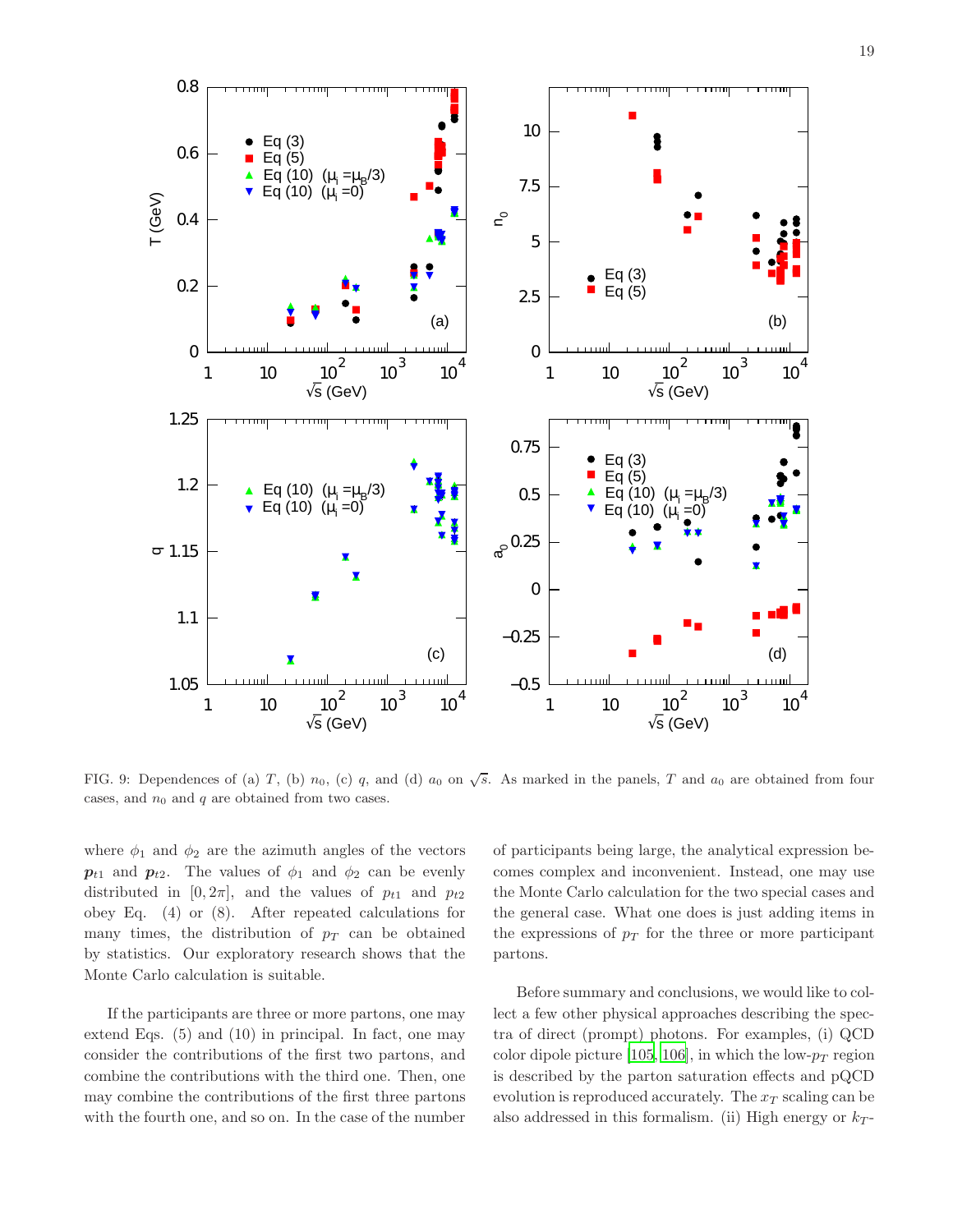FIG. 9: Dependences of (a) $T$, (b) $n_0$, (c) $q$, and (d) $a_0$ on $\sqrt{s}$. As marked in the panels, $T$ and $a_0$ are obtained from four cases, and $n_0$ and $q$ are obtained from two cases.

where $\phi_1$ and $\phi_2$ are the azimuth angles of the vectors $\boldsymbol{p}_{t1}$ and $\boldsymbol{p}_{t2}$. The values of $\phi_1$ and $\phi_2$ can be evenly distributed in $[0, 2\pi]$, and the values of $p_{t1}$ and $p_{t2}$ obey Eq. (4) or (8). After repeated calculations for many times, the distribution of $p_T$ can be obtained by statistics. Our exploratory research shows that the Monte Carlo calculation is suitable.

If the participants are three or more partons, one may extend Eqs. (5) and (10) in principal. In fact, one may consider the contributions of the first two partons, and combine the contributions with the third one. Then, one may combine the contributions of the first three partons with the fourth one, and so on. In the case of the number of participants being large, the analytical expression becomes complex and inconvenient. Instead, one may use the Monte Carlo calculation for the two special cases and the general case. What one does is just adding items in the expressions of $p_T$ for the three or more participant partons.

Before summary and conclusions, we would like to collect a few other physical approaches describing the spectra of direct (prompt) photons. For examples, (i) QCD color dipole picture [105, 106], in which the low-$p_T$ region is described by the parton saturation effects and pQCD evolution is reproduced accurately. The $x_T$ scaling can be also addressed in this formalism. (ii) High energy or $k_T$-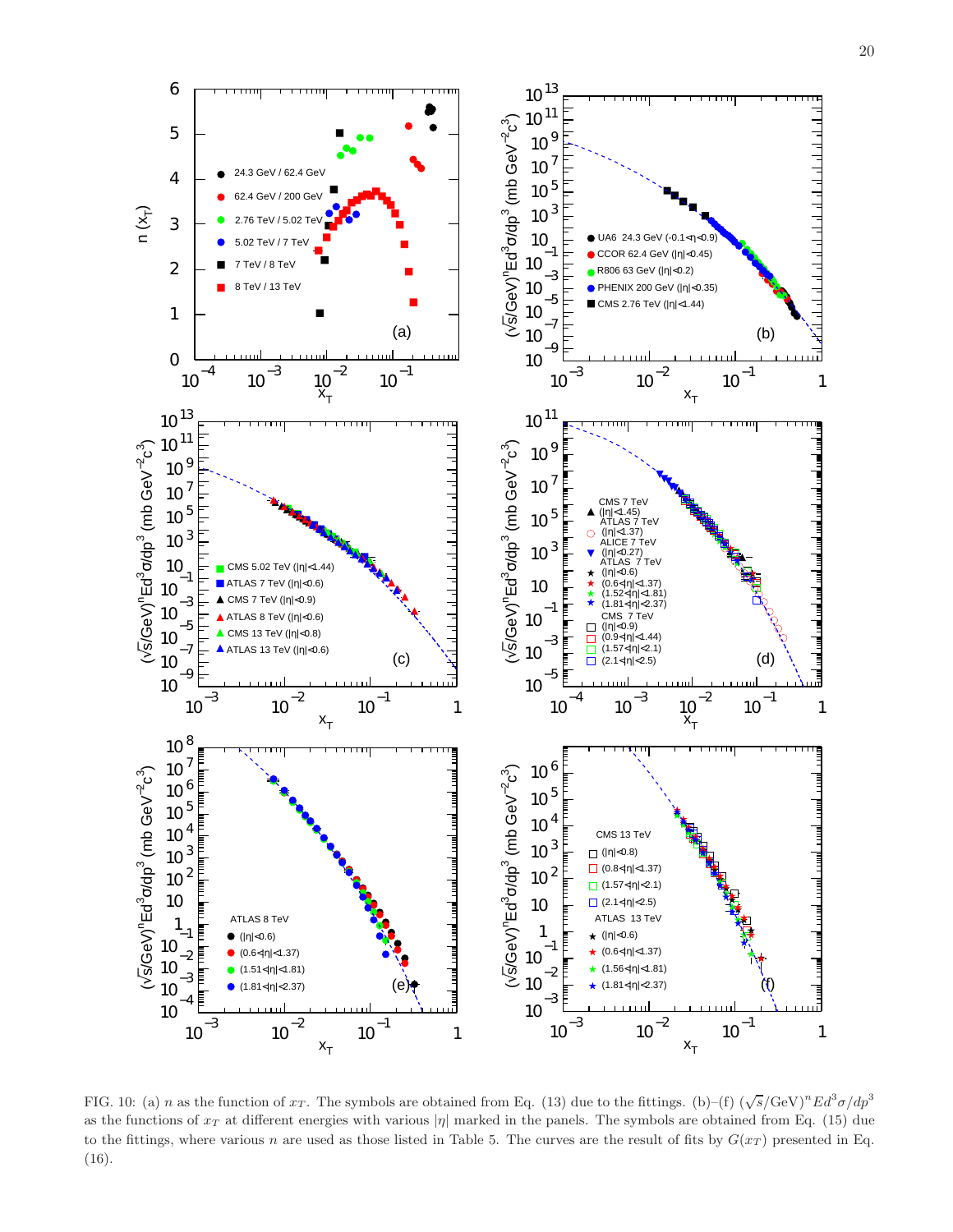FIG. 10: (a) $n$ as the function of $x_T$. The symbols are obtained from Eq. (13) due to the fittings. (b)–(f) $(\sqrt{s}/\mathrm{GeV})^n Ed^3\sigma/dp^3$ as the functions of $x_T$ at different energies with various $|\eta|$ marked in the panels. The symbols are obtained from Eq. (15) due to the fittings, where various $n$ are used as those listed in Table 5. The curves are the result of fits by $G(x_T)$ presented in Eq. (16).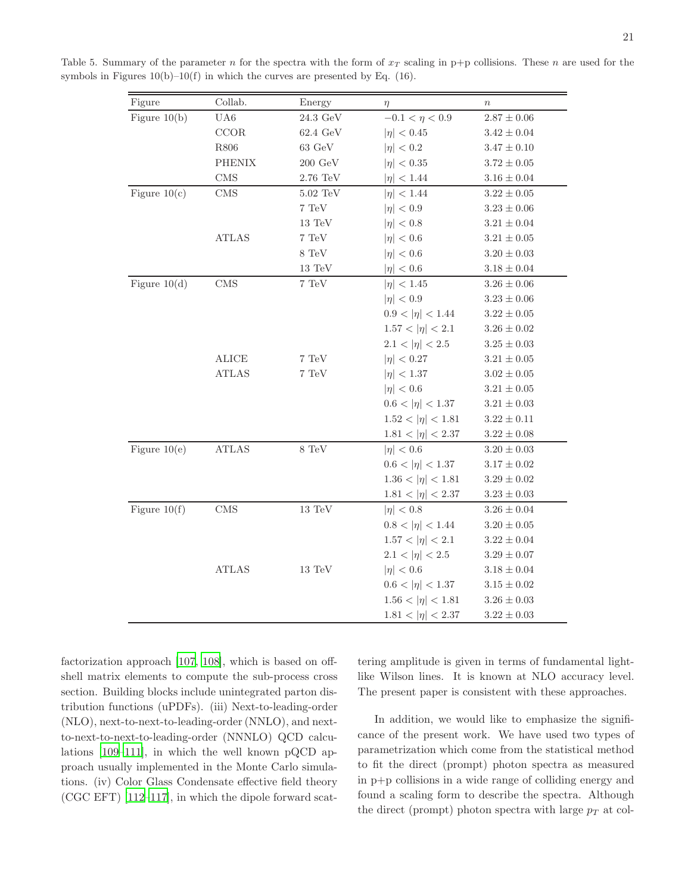Table 5. Summary of the parameter $n$ for the spectra with the form of $x_T$ scaling in p+p collisions. These $n$ are used for the symbols in Figures 10(b)–10(f) in which the curves are presented by Eq. (16).

| Figure | Collab. | Energy | $\eta$ | $n$ |
|---|---|---|---|---|
| Figure 10(b) | UA6 | 24.3 GeV | $-0.1 < \eta < 0.9$ | $2.87 \pm 0.06$ |
| | CCOR | 62.4 GeV | $\|\eta\| < 0.45$ | $3.42 \pm 0.04$ |
| | R806 | 63 GeV | $\|\eta\| < 0.2$ | $3.47 \pm 0.10$ |
| | PHENIX | 200 GeV | $\|\eta\| < 0.35$ | $3.72 \pm 0.05$ |
| | CMS | 2.76 TeV | $\|\eta\| < 1.44$ | $3.16 \pm 0.04$ |
| Figure 10(c) | CMS | 5.02 TeV | $\|\eta\| < 1.44$ | $3.22 \pm 0.05$ |
| | | 7 TeV | $\|\eta\| < 0.9$ | $3.23 \pm 0.06$ |
| | | 13 TeV | $\|\eta\| < 0.8$ | $3.21 \pm 0.04$ |
| | ATLAS | 7 TeV | $\|\eta\| < 0.6$ | $3.21 \pm 0.05$ |
| | | 8 TeV | $\|\eta\| < 0.6$ | $3.20 \pm 0.03$ |
| | | 13 TeV | $\|\eta\| < 0.6$ | $3.18 \pm 0.04$ |
| Figure 10(d) | CMS | 7 TeV | $\|\eta\| < 1.45$ | $3.26 \pm 0.06$ |
| | | | $\|\eta\| < 0.9$ | $3.23 \pm 0.06$ |
| | | | $0.9 < \|\eta\| < 1.44$ | $3.22 \pm 0.05$ |
| | | | $1.57 < \|\eta\| < 2.1$ | $3.26 \pm 0.02$ |
| | | | $2.1 < \|\eta\| < 2.5$ | $3.25 \pm 0.03$ |
| | ALICE | 7 TeV | $\|\eta\| < 0.27$ | $3.21 \pm 0.05$ |
| | ATLAS | 7 TeV | $\|\eta\| < 1.37$ | $3.02 \pm 0.05$ |
| | | | $\|\eta\| < 0.6$ | $3.21 \pm 0.05$ |
| | | | $0.6 < \|\eta\| < 1.37$ | $3.21 \pm 0.03$ |
| | | | $1.52 < \|\eta\| < 1.81$ | $3.22 \pm 0.11$ |
| | | | $1.81 < \|\eta\| < 2.37$ | $3.22 \pm 0.08$ |
| Figure 10(e) | ATLAS | 8 TeV | $\|\eta\| < 0.6$ | $3.20 \pm 0.03$ |
| | | | $0.6 < \|\eta\| < 1.37$ | $3.17 \pm 0.02$ |
| | | | $1.36 < \|\eta\| < 1.81$ | $3.29 \pm 0.02$ |
| | | | $1.81 < \|\eta\| < 2.37$ | $3.23 \pm 0.03$ |
| Figure 10(f) | CMS | 13 TeV | $\|\eta\| < 0.8$ | $3.26 \pm 0.04$ |
| | | | $0.8 < \|\eta\| < 1.44$ | $3.20 \pm 0.05$ |
| | | | $1.57 < \|\eta\| < 2.1$ | $3.22 \pm 0.04$ |
| | | | $2.1 < \|\eta\| < 2.5$ | $3.29 \pm 0.07$ |
| | ATLAS | 13 TeV | $\|\eta\| < 0.6$ | $3.18 \pm 0.04$ |
| | | | $0.6 < \|\eta\| < 1.37$ | $3.15 \pm 0.02$ |
| | | | $1.56 < \|\eta\| < 1.81$ | $3.26 \pm 0.03$ |
| | | | $1.81 < \|\eta\| < 2.37$ | $3.22 \pm 0.03$ |

factorization approach [107, 108], which is based on off-shell matrix elements to compute the sub-process cross section. Building blocks include unintegrated parton distribution functions (uPDFs). (iii) Next-to-leading-order (NLO), next-to-next-to-leading-order (NNLO), and next-to-next-to-next-to-leading-order (NNNLO) QCD calculations [109–111], in which the well known pQCD approach usually implemented in the Monte Carlo simulations. (iv) Color Glass Condensate effective field theory (CGC EFT) [112–117], in which the dipole forward scattering amplitude is given in terms of fundamental light-like Wilson lines. It is known at NLO accuracy level. The present paper is consistent with these approaches.

In addition, we would like to emphasize the significance of the present work. We have used two types of parametrization which come from the statistical method to fit the direct (prompt) photon spectra as measured in p+p collisions in a wide range of colliding energy and found a scaling form to describe the spectra. Although the direct (prompt) photon spectra with large $p_T$ at col-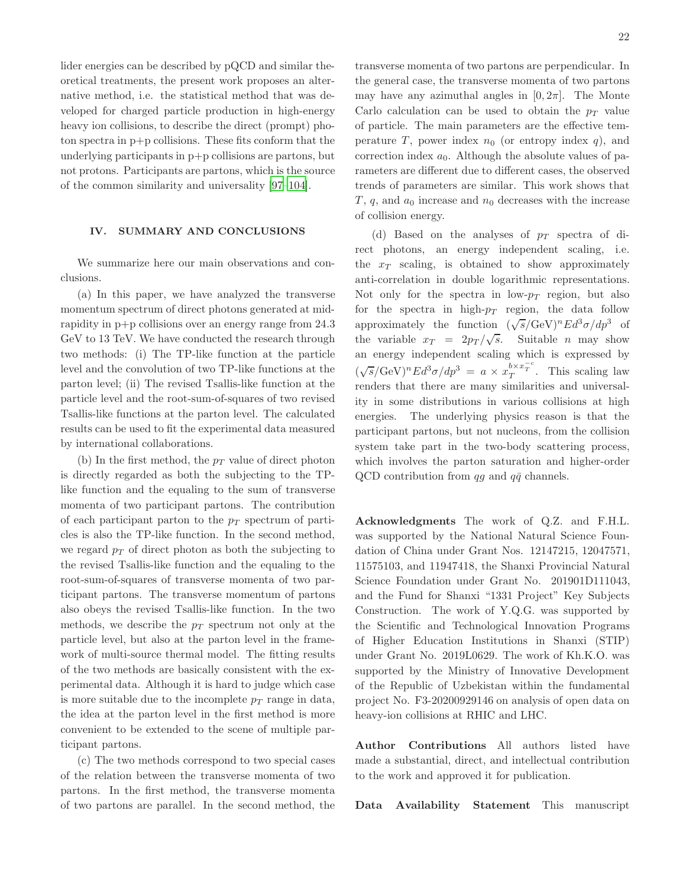lider energies can be described by pQCD and similar theoretical treatments, the present work proposes an alternative method, i.e. the statistical method that was developed for charged particle production in high-energy heavy ion collisions, to describe the direct (prompt) photon spectra in p+p collisions. These fits conform that the underlying participants in p+p collisions are partons, but not protons. Participants are partons, which is the source of the common similarity and universality [97–104].

## IV. SUMMARY AND CONCLUSIONS

We summarize here our main observations and conclusions.

(a) In this paper, we have analyzed the transverse momentum spectrum of direct photons generated at midrapidity in p+p collisions over an energy range from 24.3 GeV to 13 TeV. We have conducted the research through two methods: (i) The TP-like function at the particle level and the convolution of two TP-like functions at the parton level; (ii) The revised Tsallis-like function at the particle level and the root-sum-of-squares of two revised Tsallis-like functions at the parton level. The calculated results can be used to fit the experimental data measured by international collaborations.

(b) In the first method, the $p_T$ value of direct photon is directly regarded as both the subjecting to the TP-like function and the equaling to the sum of transverse momenta of two participant partons. The contribution of each participant parton to the $p_T$ spectrum of particles is also the TP-like function. In the second method, we regard $p_T$ of direct photon as both the subjecting to the revised Tsallis-like function and the equaling to the root-sum-of-squares of transverse momenta of two participant partons. The transverse momentum of partons also obeys the revised Tsallis-like function. In the two methods, we describe the $p_T$ spectrum not only at the particle level, but also at the parton level in the framework of multi-source thermal model. The fitting results of the two methods are basically consistent with the experimental data. Although it is hard to judge which case is more suitable due to the incomplete $p_T$ range in data, the idea at the parton level in the first method is more convenient to be extended to the scene of multiple participant partons.

(c) The two methods correspond to two special cases of the relation between the transverse momenta of two partons. In the first method, the transverse momenta of two partons are parallel. In the second method, the transverse momenta of two partons are perpendicular. In the general case, the transverse momenta of two partons may have any azimuthal angles in $[0, 2\pi]$. The Monte Carlo calculation can be used to obtain the $p_T$ value of particle. The main parameters are the effective temperature $T$, power index $n_0$ (or entropy index $q$), and correction index $a_0$. Although the absolute values of parameters are different due to different cases, the observed trends of parameters are similar. This work shows that $T$, $q$, and $a_0$ increase and $n_0$ decreases with the increase of collision energy.

(d) Based on the analyses of $p_T$ spectra of direct photons, an energy independent scaling, i.e. the $x_T$ scaling, is obtained to show approximately anti-correlation in double logarithmic representations. Not only for the spectra in low-$p_T$ region, but also for the spectra in high-$p_T$ region, the data follow approximately the function $(\sqrt{s}/\text{GeV})^n Ed^3\sigma/dp^3$ of the variable $x_T = 2p_T/\sqrt{s}$. Suitable $n$ may show an energy independent scaling which is expressed by $(\sqrt{s}/\text{GeV})^n Ed^3\sigma/dp^3 = a \times x_T^{b\times x_T^{-c}}$. This scaling law renders that there are many similarities and universality in some distributions in various collisions at high energies. The underlying physics reason is that the participant partons, but not nucleons, from the collision system take part in the two-body scattering process, which involves the parton saturation and higher-order QCD contribution from $qg$ and $q\bar{q}$ channels.

**Acknowledgments** The work of Q.Z. and F.H.L. was supported by the National Natural Science Foundation of China under Grant Nos. 12147215, 12047571, 11575103, and 11947418, the Shanxi Provincial Natural Science Foundation under Grant No. 201901D111043, and the Fund for Shanxi "1331 Project" Key Subjects Construction. The work of Y.Q.G. was supported by the Scientific and Technological Innovation Programs of Higher Education Institutions in Shanxi (STIP) under Grant No. 2019L0629. The work of Kh.K.O. was supported by the Ministry of Innovative Development of the Republic of Uzbekistan within the fundamental project No. F3-20200929146 on analysis of open data on heavy-ion collisions at RHIC and LHC.

**Author Contributions** All authors listed have made a substantial, direct, and intellectual contribution to the work and approved it for publication.

**Data Availability Statement** This manuscript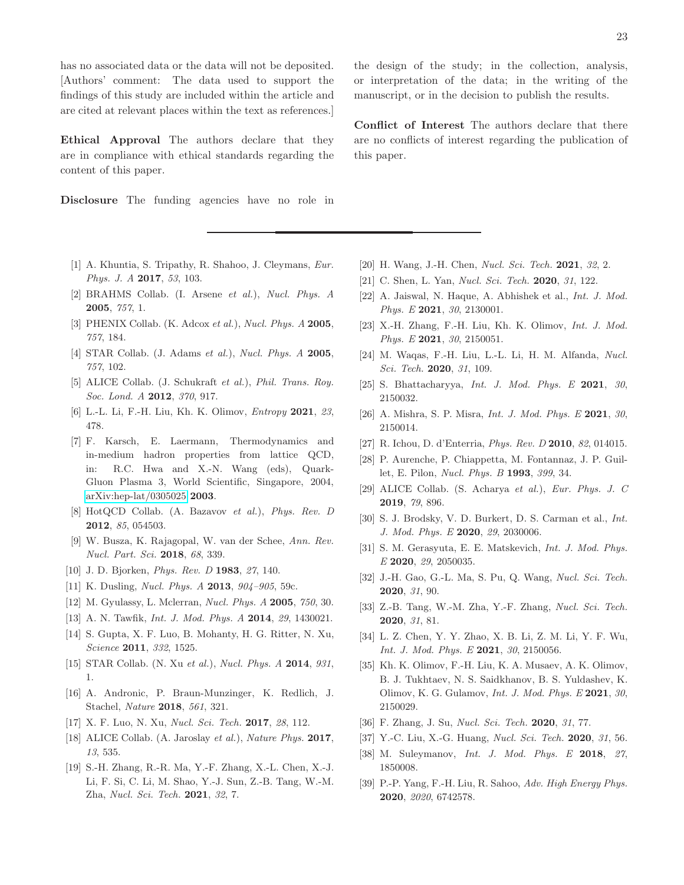has no associated data or the data will not be deposited. [Authors' comment: The data used to support the findings of this study are included within the article and are cited at relevant places within the text as references.]

**Ethical Approval** The authors declare that they are in compliance with ethical standards regarding the content of this paper.

**Disclosure** The funding agencies have no role in the design of the study; in the collection, analysis, or interpretation of the data; in the writing of the manuscript, or in the decision to publish the results.

**Conflict of Interest** The authors declare that there are no conflicts of interest regarding the publication of this paper.

---

[1] A. Khuntia, S. Tripathy, R. Shahoo, J. Cleymans, *Eur. Phys. J. A* **2017**, *53*, 103.

[2] BRAHMS Collab. (I. Arsene *et al.*), *Nucl. Phys. A* **2005**, *757*, 1.

[3] PHENIX Collab. (K. Adcox *et al.*), *Nucl. Phys. A* **2005**, *757*, 184.

[4] STAR Collab. (J. Adams *et al.*), *Nucl. Phys. A* **2005**, *757*, 102.

[5] ALICE Collab. (J. Schukraft *et al.*), *Phil. Trans. Roy. Soc. Lond. A* **2012**, *370*, 917.

[6] L.-L. Li, F.-H. Liu, Kh. K. Olimov, *Entropy* **2021**, *23*, 478.

[7] F. Karsch, E. Laermann, Thermodynamics and in-medium hadron properties from lattice QCD, in: R.C. Hwa and X.-N. Wang (eds), Quark-Gluon Plasma 3, World Scientific, Singapore, 2004, arXiv:hep-lat/0305025 **2003**.

[8] HotQCD Collab. (A. Bazavov *et al.*), *Phys. Rev. D* **2012**, *85*, 054503.

[9] W. Busza, K. Rajagopal, W. van der Schee, *Ann. Rev. Nucl. Part. Sci.* **2018**, *68*, 339.

[10] J. D. Bjorken, *Phys. Rev. D* **1983**, *27*, 140.

[11] K. Dusling, *Nucl. Phys. A* **2013**, *904–905*, 59c.

[12] M. Gyulassy, L. Mclerran, *Nucl. Phys. A* **2005**, *750*, 30.

[13] A. N. Tawfik, *Int. J. Mod. Phys. A* **2014**, *29*, 1430021.

[14] S. Gupta, X. F. Luo, B. Mohanty, H. G. Ritter, N. Xu, *Science* **2011**, *332*, 1525.

[15] STAR Collab. (N. Xu *et al.*), *Nucl. Phys. A* **2014**, *931*, 1.

[16] A. Andronic, P. Braun-Munzinger, K. Redlich, J. Stachel, *Nature* **2018**, *561*, 321.

[17] X. F. Luo, N. Xu, *Nucl. Sci. Tech.* **2017**, *28*, 112.

[18] ALICE Collab. (A. Jaroslay *et al.*), *Nature Phys.* **2017**, *13*, 535.

[19] S.-H. Zhang, R.-R. Ma, Y.-F. Zhang, X.-L. Chen, X.-J. Li, F. Si, C. Li, M. Shao, Y.-J. Sun, Z.-B. Tang, W.-M. Zha, *Nucl. Sci. Tech.* **2021**, *32*, 7.

[20] H. Wang, J.-H. Chen, *Nucl. Sci. Tech.* **2021**, *32*, 2.

[21] C. Shen, L. Yan, *Nucl. Sci. Tech.* **2020**, *31*, 122.

[22] A. Jaiswal, N. Haque, A. Abhishek et al., *Int. J. Mod. Phys. E* **2021**, *30*, 2130001.

[23] X.-H. Zhang, F.-H. Liu, Kh. K. Olimov, *Int. J. Mod. Phys. E* **2021**, *30*, 2150051.

[24] M. Waqas, F.-H. Liu, L.-L. Li, H. M. Alfanda, *Nucl. Sci. Tech.* **2020**, *31*, 109.

[25] S. Bhattacharyya, *Int. J. Mod. Phys. E* **2021**, *30*, 2150032.

[26] A. Mishra, S. P. Misra, *Int. J. Mod. Phys. E* **2021**, *30*, 2150014.

[27] R. Ichou, D. d'Enterria, *Phys. Rev. D* **2010**, *82*, 014015.

[28] P. Aurenche, P. Chiappetta, M. Fontannaz, J. P. Guillet, E. Pilon, *Nucl. Phys. B* **1993**, *399*, 34.

[29] ALICE Collab. (S. Acharya *et al.*), *Eur. Phys. J. C* **2019**, *79*, 896.

[30] S. J. Brodsky, V. D. Burkert, D. S. Carman et al., *Int. J. Mod. Phys. E* **2020**, *29*, 2030006.

[31] S. M. Gerasyuta, E. E. Matskevich, *Int. J. Mod. Phys. E* **2020**, *29*, 2050035.

[32] J.-H. Gao, G.-L. Ma, S. Pu, Q. Wang, *Nucl. Sci. Tech.* **2020**, *31*, 90.

[33] Z.-B. Tang, W.-M. Zha, Y.-F. Zhang, *Nucl. Sci. Tech.* **2020**, *31*, 81.

[34] L. Z. Chen, Y. Y. Zhao, X. B. Li, Z. M. Li, Y. F. Wu, *Int. J. Mod. Phys. E* **2021**, *30*, 2150056.

[35] Kh. K. Olimov, F.-H. Liu, K. A. Musaev, A. K. Olimov, B. J. Tukhtaev, N. S. Saidkhanov, B. S. Yuldashev, K. Olimov, K. G. Gulamov, *Int. J. Mod. Phys. E* **2021**, *30*, 2150029.

[36] F. Zhang, J. Su, *Nucl. Sci. Tech.* **2020**, *31*, 77.

[37] Y.-C. Liu, X.-G. Huang, *Nucl. Sci. Tech.* **2020**, *31*, 56.

[38] M. Suleymanov, *Int. J. Mod. Phys. E* **2018**, *27*, 1850008.

[39] P.-P. Yang, F.-H. Liu, R. Sahoo, *Adv. High Energy Phys.* **2020**, *2020*, 6742578.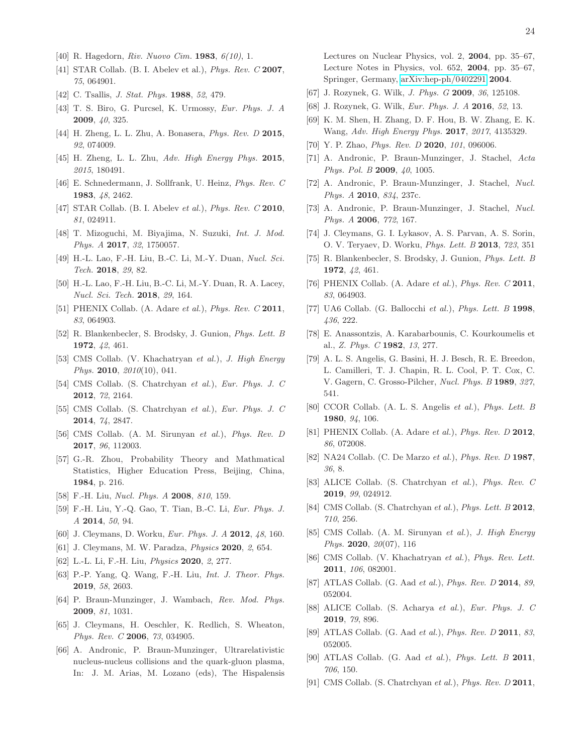[40] R. Hagedorn, *Riv. Nuovo Cim.* **1983**, *6(10)*, 1.

[41] STAR Collab. (B. I. Abelev et al.), *Phys. Rev. C* **2007**, *75*, 064901.

[42] C. Tsallis, *J. Stat. Phys.* **1988**, *52*, 479.

[43] T. S. Biro, G. Purcsel, K. Urmossy, *Eur. Phys. J. A* **2009**, *40*, 325.

[44] H. Zheng, L. L. Zhu, A. Bonasera, *Phys. Rev. D* **2015**, *92*, 074009.

[45] H. Zheng, L. L. Zhu, *Adv. High Energy Phys.* **2015**, *2015*, 180491.

[46] E. Schnedermann, J. Sollfrank, U. Heinz, *Phys. Rev. C* **1983**, *48*, 2462.

[47] STAR Collab. (B. I. Abelev *et al.*), *Phys. Rev. C* **2010**, *81*, 024911.

[48] T. Mizoguchi, M. Biyajima, N. Suzuki, *Int. J. Mod. Phys. A* **2017**, *32*, 1750057.

[49] H.-L. Lao, F.-H. Liu, B.-C. Li, M.-Y. Duan, *Nucl. Sci. Tech.* **2018**, *29*, 82.

[50] H.-L. Lao, F.-H. Liu, B.-C. Li, M.-Y. Duan, R. A. Lacey, *Nucl. Sci. Tech.* **2018**, *29*, 164.

[51] PHENIX Collab. (A. Adare *et al.*), *Phys. Rev. C* **2011**, *83*, 064903.

[52] R. Blankenbecler, S. Brodsky, J. Gunion, *Phys. Lett. B* **1972**, *42*, 461.

[53] CMS Collab. (V. Khachatryan *et al.*), *J. High Energy Phys.* **2010**, *2010*(10), 041.

[54] CMS Collab. (S. Chatrchyan *et al.*), *Eur. Phys. J. C* **2012**, *72*, 2164.

[55] CMS Collab. (S. Chatrchyan *et al.*), *Eur. Phys. J. C* **2014**, *74*, 2847.

[56] CMS Collab. (A. M. Sirunyan *et al.*), *Phys. Rev. D* **2017**, *96*, 112003.

[57] G.-R. Zhou, Probability Theory and Mathmatical Statistics, Higher Education Press, Beijing, China, **1984**, p. 216.

[58] F.-H. Liu, *Nucl. Phys. A* **2008**, *810*, 159.

[59] F.-H. Liu, Y.-Q. Gao, T. Tian, B.-C. Li, *Eur. Phys. J. A* **2014**, *50*, 94.

[60] J. Cleymans, D. Worku, *Eur. Phys. J. A* **2012**, *48*, 160.

[61] J. Cleymans, M. W. Paradza, *Physics* **2020**, *2*, 654.

[62] L.-L. Li, F.-H. Liu, *Physics* **2020**, *2*, 277.

[63] P.-P. Yang, Q. Wang, F.-H. Liu, *Int. J. Theor. Phys.* **2019**, *58*, 2603.

[64] P. Braun-Munzinger, J. Wambach, *Rev. Mod. Phys.* **2009**, *81*, 1031.

[65] J. Cleymans, H. Oeschler, K. Redlich, S. Wheaton, *Phys. Rev. C* **2006**, *73*, 034905.

[66] A. Andronic, P. Braun-Munzinger, Ultrarelativistic nucleus-nucleus collisions and the quark-gluon plasma, In: J. M. Arias, M. Lozano (eds), The Hispalensis Lectures on Nuclear Physics, vol. 2, **2004**, pp. 35–67, Lecture Notes in Physics, vol. 652, **2004**, pp. 35–67, Springer, Germany, arXiv:hep-ph/0402291 **2004**.

[67] J. Rozynek, G. Wilk, *J. Phys. G* **2009**, *36*, 125108.

[68] J. Rozynek, G. Wilk, *Eur. Phys. J. A* **2016**, *52*, 13.

[69] K. M. Shen, H. Zhang, D. F. Hou, B. W. Zhang, E. K. Wang, *Adv. High Energy Phys.* **2017**, *2017*, 4135329.

[70] Y. P. Zhao, *Phys. Rev. D* **2020**, *101*, 096006.

[71] A. Andronic, P. Braun-Munzinger, J. Stachel, *Acta Phys. Pol. B* **2009**, *40*, 1005.

[72] A. Andronic, P. Braun-Munzinger, J. Stachel, *Nucl. Phys. A* **2010**, *834*, 237c.

[73] A. Andronic, P. Braun-Munzinger, J. Stachel, *Nucl. Phys. A* **2006**, *772*, 167.

[74] J. Cleymans, G. I. Lykasov, A. S. Parvan, A. S. Sorin, O. V. Teryaev, D. Worku, *Phys. Lett. B* **2013**, *723*, 351

[75] R. Blankenbecler, S. Brodsky, J. Gunion, *Phys. Lett. B* **1972**, *42*, 461.

[76] PHENIX Collab. (A. Adare *et al.*), *Phys. Rev. C* **2011**, *83*, 064903.

[77] UA6 Collab. (G. Ballocchi *et al.*), *Phys. Lett. B* **1998**, *436*, 222.

[78] E. Anassontzis, A. Karabarbounis, C. Kourkoumelis et al., *Z. Phys. C* **1982**, *13*, 277.

[79] A. L. S. Angelis, G. Basini, H. J. Besch, R. E. Breedon, L. Camilleri, T. J. Chapin, R. L. Cool, P. T. Cox, C. V. Gagern, C. Grosso-Pilcher, *Nucl. Phys. B* **1989**, *327*, 541.

[80] CCOR Collab. (A. L. S. Angelis *et al.*), *Phys. Lett. B* **1980**, *94*, 106.

[81] PHENIX Collab. (A. Adare *et al.*), *Phys. Rev. D* **2012**, *86*, 072008.

[82] NA24 Collab. (C. De Marzo *et al.*), *Phys. Rev. D* **1987**, *36*, 8.

[83] ALICE Collab. (S. Chatrchyan *et al.*), *Phys. Rev. C* **2019**, *99*, 024912.

[84] CMS Collab. (S. Chatrchyan *et al.*), *Phys. Lett. B* **2012**, *710*, 256.

[85] CMS Collab. (A. M. Sirunyan *et al.*), *J. High Energy Phys.* **2020**, *20*(07), 116

[86] CMS Collab. (V. Khachatryan *et al.*), *Phys. Rev. Lett.* **2011**, *106*, 082001.

[87] ATLAS Collab. (G. Aad *et al.*), *Phys. Rev. D* **2014**, *89*, 052004.

[88] ALICE Collab. (S. Acharya *et al.*), *Eur. Phys. J. C* **2019**, *79*, 896.

[89] ATLAS Collab. (G. Aad *et al.*), *Phys. Rev. D* **2011**, *83*, 052005.

[90] ATLAS Collab. (G. Aad *et al.*), *Phys. Lett. B* **2011**, *706*, 150.

[91] CMS Collab. (S. Chatrchyan *et al.*), *Phys. Rev. D* **2011**,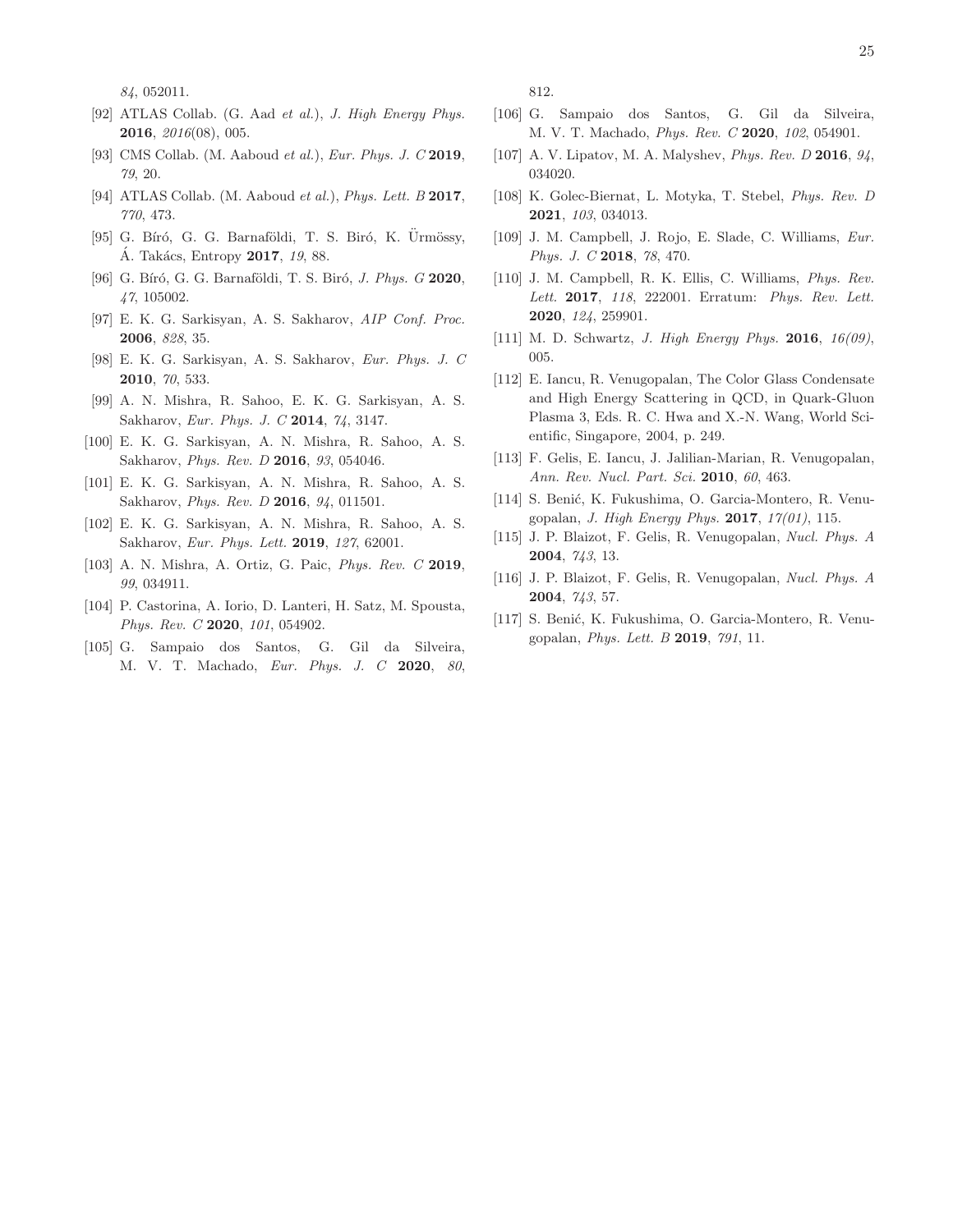*84*, 052011.

[92] ATLAS Collab. (G. Aad *et al.*), *J. High Energy Phys.* **2016**, *2016*(08), 005.

[93] CMS Collab. (M. Aaboud *et al.*), *Eur. Phys. J. C* **2019**, *79*, 20.

[94] ATLAS Collab. (M. Aaboud *et al.*), *Phys. Lett. B* **2017**, *770*, 473.

[95] G. Bíró, G. G. Barnaföldi, T. S. Biró, K. Ürmössy, Á. Takács, Entropy **2017**, *19*, 88.

[96] G. Bíró, G. G. Barnaföldi, T. S. Biró, *J. Phys. G* **2020**, *47*, 105002.

[97] E. K. G. Sarkisyan, A. S. Sakharov, *AIP Conf. Proc.* **2006**, *828*, 35.

[98] E. K. G. Sarkisyan, A. S. Sakharov, *Eur. Phys. J. C* **2010**, *70*, 533.

[99] A. N. Mishra, R. Sahoo, E. K. G. Sarkisyan, A. S. Sakharov, *Eur. Phys. J. C* **2014**, *74*, 3147.

[100] E. K. G. Sarkisyan, A. N. Mishra, R. Sahoo, A. S. Sakharov, *Phys. Rev. D* **2016**, *93*, 054046.

[101] E. K. G. Sarkisyan, A. N. Mishra, R. Sahoo, A. S. Sakharov, *Phys. Rev. D* **2016**, *94*, 011501.

[102] E. K. G. Sarkisyan, A. N. Mishra, R. Sahoo, A. S. Sakharov, *Eur. Phys. Lett.* **2019**, *127*, 62001.

[103] A. N. Mishra, A. Ortiz, G. Paic, *Phys. Rev. C* **2019**, *99*, 034911.

[104] P. Castorina, A. Iorio, D. Lanteri, H. Satz, M. Spousta, *Phys. Rev. C* **2020**, *101*, 054902.

[105] G. Sampaio dos Santos, G. Gil da Silveira, M. V. T. Machado, *Eur. Phys. J. C* **2020**, *80*, 812.

[106] G. Sampaio dos Santos, G. Gil da Silveira, M. V. T. Machado, *Phys. Rev. C* **2020**, *102*, 054901.

[107] A. V. Lipatov, M. A. Malyshev, *Phys. Rev. D* **2016**, *94*, 034020.

[108] K. Golec-Biernat, L. Motyka, T. Stebel, *Phys. Rev. D* **2021**, *103*, 034013.

[109] J. M. Campbell, J. Rojo, E. Slade, C. Williams, *Eur. Phys. J. C* **2018**, *78*, 470.

[110] J. M. Campbell, R. K. Ellis, C. Williams, *Phys. Rev. Lett.* **2017**, *118*, 222001. Erratum: *Phys. Rev. Lett.* **2020**, *124*, 259901.

[111] M. D. Schwartz, *J. High Energy Phys.* **2016**, *16(09)*, 005.

[112] E. Iancu, R. Venugopalan, The Color Glass Condensate and High Energy Scattering in QCD, in Quark-Gluon Plasma 3, Eds. R. C. Hwa and X.-N. Wang, World Scientific, Singapore, 2004, p. 249.

[113] F. Gelis, E. Iancu, J. Jalilian-Marian, R. Venugopalan, *Ann. Rev. Nucl. Part. Sci.* **2010**, *60*, 463.

[114] S. Benić, K. Fukushima, O. Garcia-Montero, R. Venugopalan, *J. High Energy Phys.* **2017**, *17(01)*, 115.

[115] J. P. Blaizot, F. Gelis, R. Venugopalan, *Nucl. Phys. A* **2004**, *743*, 13.

[116] J. P. Blaizot, F. Gelis, R. Venugopalan, *Nucl. Phys. A* **2004**, *743*, 57.

[117] S. Benić, K. Fukushima, O. Garcia-Montero, R. Venugopalan, *Phys. Lett. B* **2019**, *791*, 11.